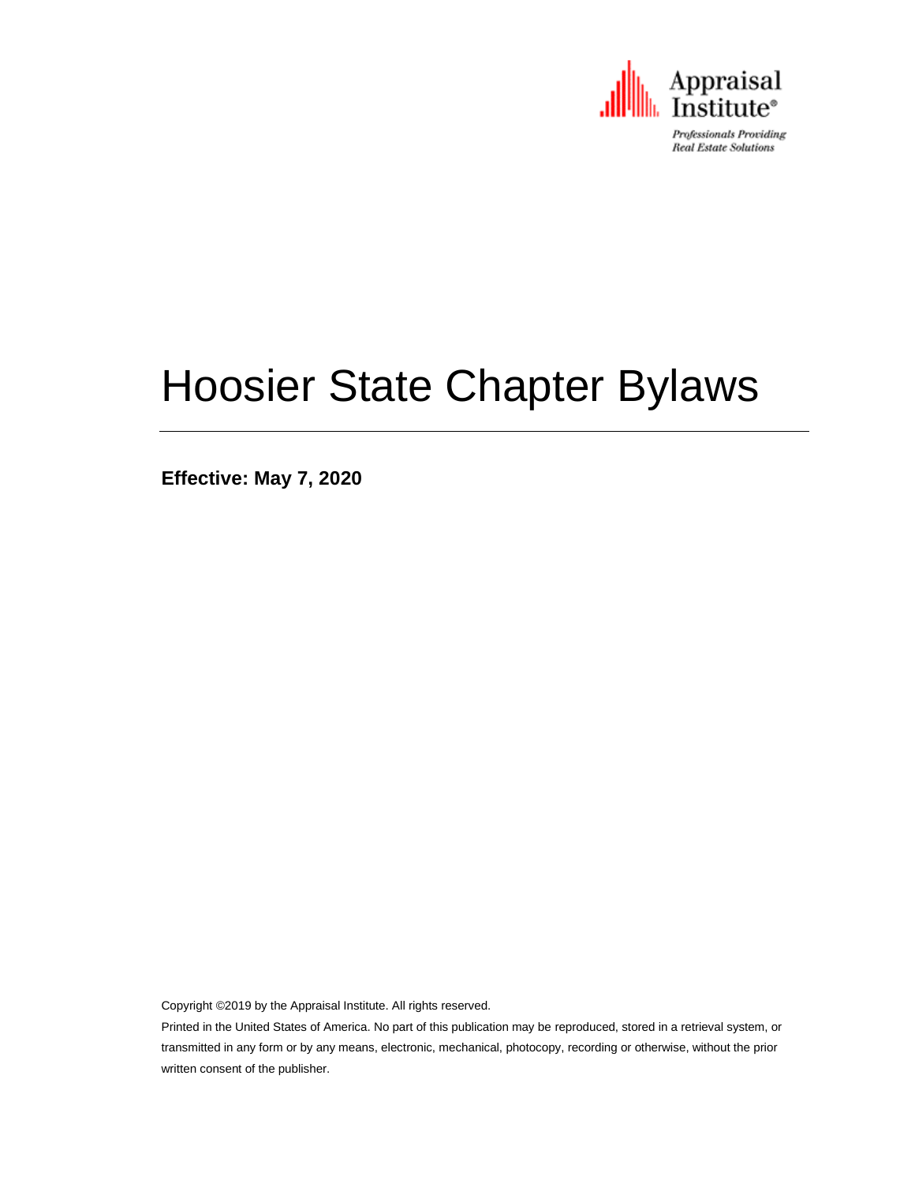Appraisal Institute®

*Professionals Providing Real Estate Solutions*

# Hoosier State Chapter Bylaws

**Effective: May 7, 2020**

Copyright ©2019 by the Appraisal Institute. All rights reserved.

Printed in the United States of America. No part of this publication may be reproduced, stored in a retrieval system, or transmitted in any form or by any means, electronic, mechanical, photocopy, recording or otherwise, without the prior written consent of the publisher.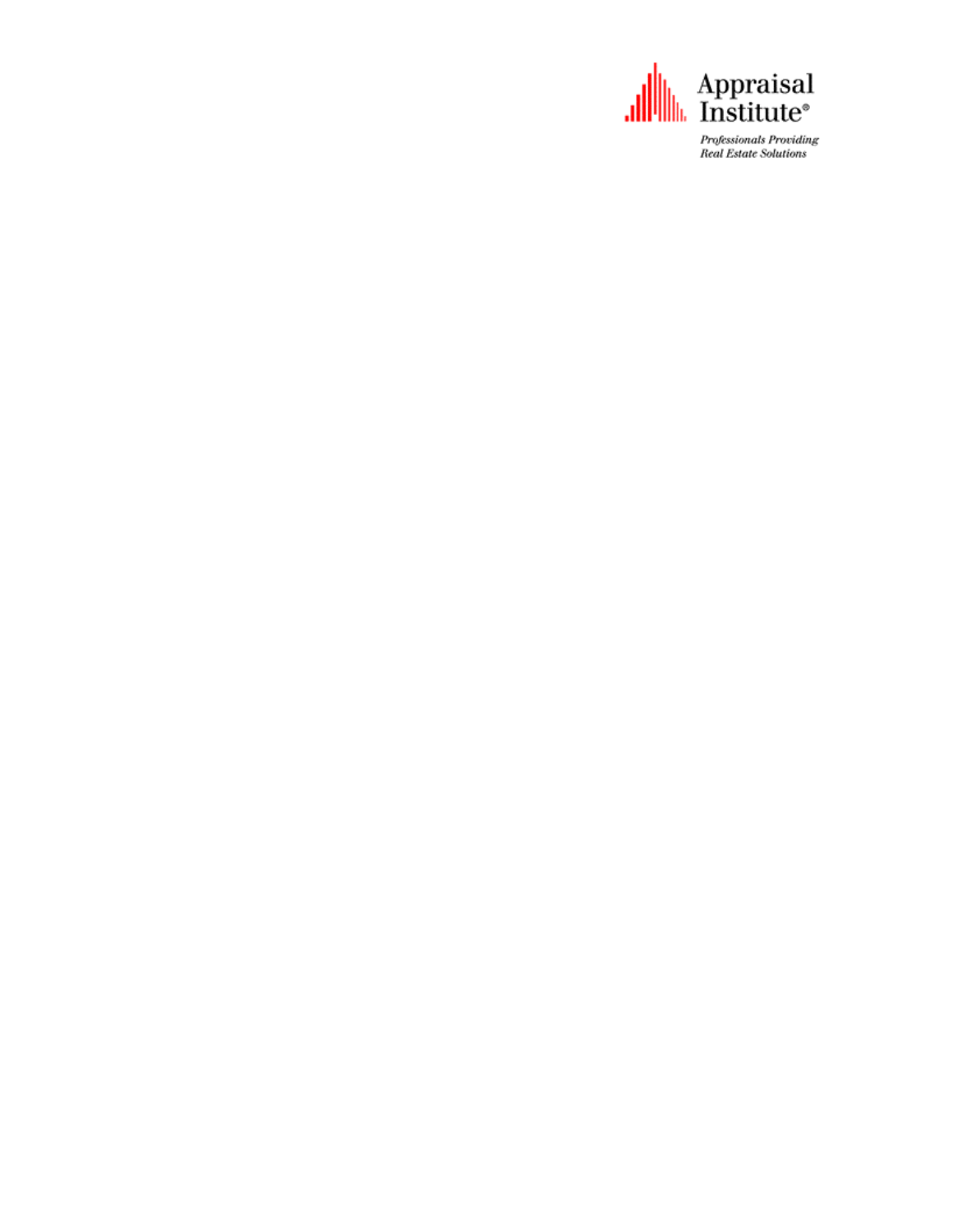Appraisal Institute®

*Professionals Providing Real Estate Solutions*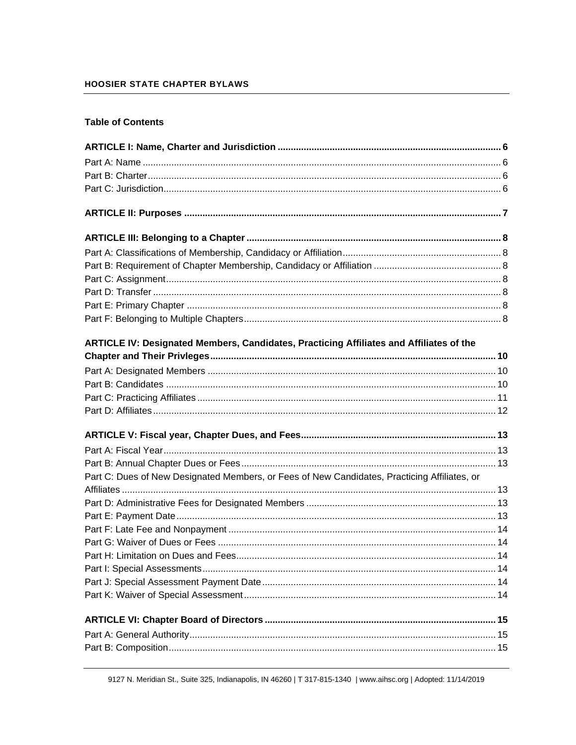## Table of Contents

**ARTICLE I: Name, Charter and Jurisdiction ..... 6**

Part A: Name ..... 6
Part B: Charter ..... 6
Part C: Jurisdiction ..... 6

**ARTICLE II: Purposes ..... 7**

**ARTICLE III: Belonging to a Chapter ..... 8**

Part A: Classifications of Membership, Candidacy or Affiliation ..... 8
Part B: Requirement of Chapter Membership, Candidacy or Affiliation ..... 8
Part C: Assignment ..... 8
Part D: Transfer ..... 8
Part E: Primary Chapter ..... 8
Part F: Belonging to Multiple Chapters ..... 8

**ARTICLE IV: Designated Members, Candidates, Practicing Affiliates and Affiliates of the Chapter and Their Privleges ..... 10**

Part A: Designated Members ..... 10
Part B: Candidates ..... 10
Part C: Practicing Affiliates ..... 11
Part D: Affiliates ..... 12

**ARTICLE V: Fiscal year, Chapter Dues, and Fees ..... 13**

Part A: Fiscal Year ..... 13
Part B: Annual Chapter Dues or Fees ..... 13
Part C: Dues of New Designated Members, or Fees of New Candidates, Practicing Affiliates, or Affiliates ..... 13
Part D: Administrative Fees for Designated Members ..... 13
Part E: Payment Date ..... 13
Part F: Late Fee and Nonpayment ..... 14
Part G: Waiver of Dues or Fees ..... 14
Part H: Limitation on Dues and Fees ..... 14
Part I: Special Assessments ..... 14
Part J: Special Assessment Payment Date ..... 14
Part K: Waiver of Special Assessment ..... 14

**ARTICLE VI: Chapter Board of Directors ..... 15**

Part A: General Authority ..... 15
Part B: Composition ..... 15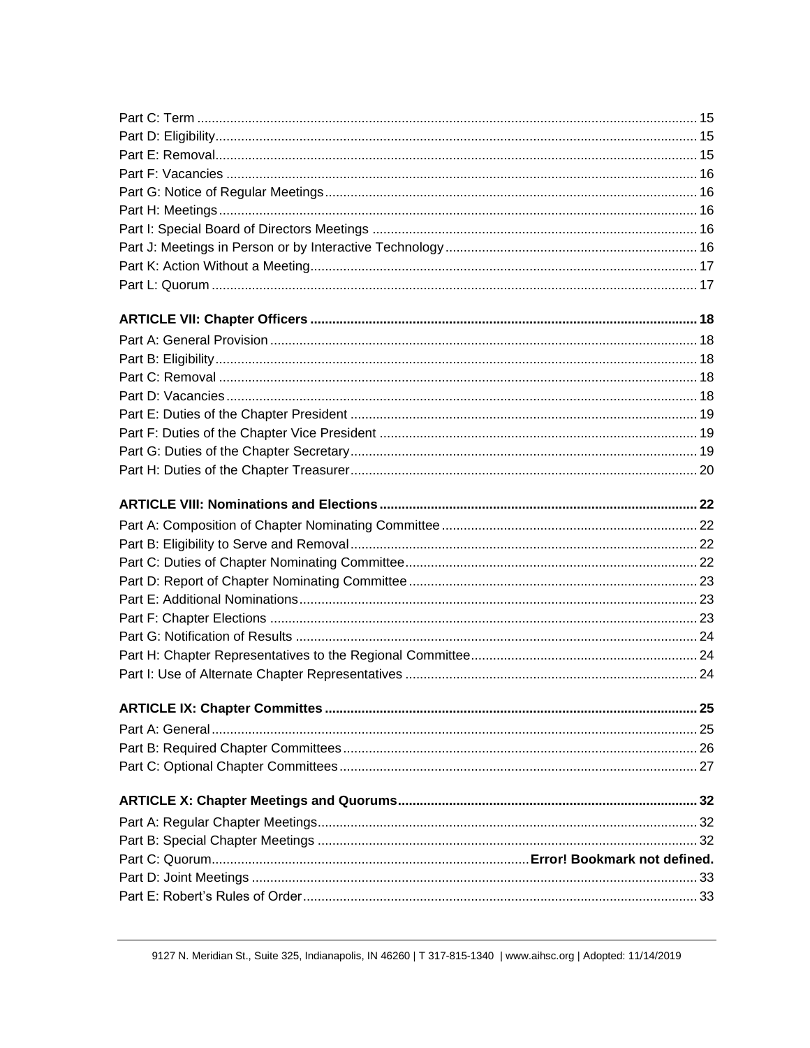Part C: Term ........................................................................................................................ 15
Part D: Eligibility .................................................................................................................. 15
Part E: Removal .................................................................................................................. 15
Part F: Vacancies ................................................................................................................ 16
Part G: Notice of Regular Meetings ..................................................................................... 16
Part H: Meetings .................................................................................................................. 16
Part I: Special Board of Directors Meetings ........................................................................ 16
Part J: Meetings in Person or by Interactive Technology .................................................... 16
Part K: Action Without a Meeting ......................................................................................... 17
Part L: Quorum .................................................................................................................... 17

**ARTICLE VII: Chapter Officers ......................................................................................... 18**

Part A: General Provision .................................................................................................... 18
Part B: Eligibility ................................................................................................................... 18
Part C: Removal .................................................................................................................. 18
Part D: Vacancies ................................................................................................................ 18
Part E: Duties of the Chapter President .............................................................................. 19
Part F: Duties of the Chapter Vice President ...................................................................... 19
Part G: Duties of the Chapter Secretary .............................................................................. 19
Part H: Duties of the Chapter Treasurer .............................................................................. 20

**ARTICLE VIII: Nominations and Elections ...................................................................... 22**

Part A: Composition of Chapter Nominating Committee ..................................................... 22
Part B: Eligibility to Serve and Removal .............................................................................. 22
Part C: Duties of Chapter Nominating Committee ............................................................... 22
Part D: Report of Chapter Nominating Committee .............................................................. 23
Part E: Additional Nominations ............................................................................................ 23
Part F: Chapter Elections .................................................................................................... 23
Part G: Notification of Results ............................................................................................. 24
Part H: Chapter Representatives to the Regional Committee ............................................. 24
Part I: Use of Alternate Chapter Representatives ............................................................... 24

**ARTICLE IX: Chapter Committes ..................................................................................... 25**

Part A: General .................................................................................................................... 25
Part B: Required Chapter Committees ................................................................................ 26
Part C: Optional Chapter Committees ................................................................................. 27

**ARTICLE X: Chapter Meetings and Quorums ................................................................. 32**

Part A: Regular Chapter Meetings ....................................................................................... 32
Part B: Special Chapter Meetings ....................................................................................... 32
Part C: Quorum ..................................................................... **Error! Bookmark not defined.**
Part D: Joint Meetings ......................................................................................................... 33
Part E: Robert's Rules of Order ........................................................................................... 33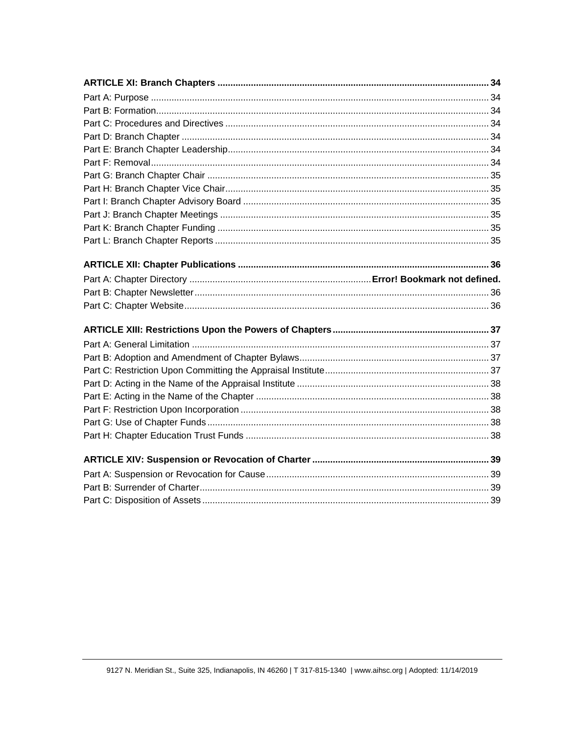**ARTICLE XI: Branch Chapters** 34

Part A: Purpose 34
Part B: Formation 34
Part C: Procedures and Directives 34
Part D: Branch Chapter 34
Part E: Branch Chapter Leadership 34
Part F: Removal 34
Part G: Branch Chapter Chair 35
Part H: Branch Chapter Vice Chair 35
Part I: Branch Chapter Advisory Board 35
Part J: Branch Chapter Meetings 35
Part K: Branch Chapter Funding 35
Part L: Branch Chapter Reports 35

**ARTICLE XII: Chapter Publications** 36

Part A: Chapter Directory **Error! Bookmark not defined.**
Part B: Chapter Newsletter 36
Part C: Chapter Website 36

**ARTICLE XIII: Restrictions Upon the Powers of Chapters** 37

Part A: General Limitation 37
Part B: Adoption and Amendment of Chapter Bylaws 37
Part C: Restriction Upon Committing the Appraisal Institute 37
Part D: Acting in the Name of the Appraisal Institute 38
Part E: Acting in the Name of the Chapter 38
Part F: Restriction Upon Incorporation 38
Part G: Use of Chapter Funds 38
Part H: Chapter Education Trust Funds 38

**ARTICLE XIV: Suspension or Revocation of Charter** 39

Part A: Suspension or Revocation for Cause 39
Part B: Surrender of Charter 39
Part C: Disposition of Assets 39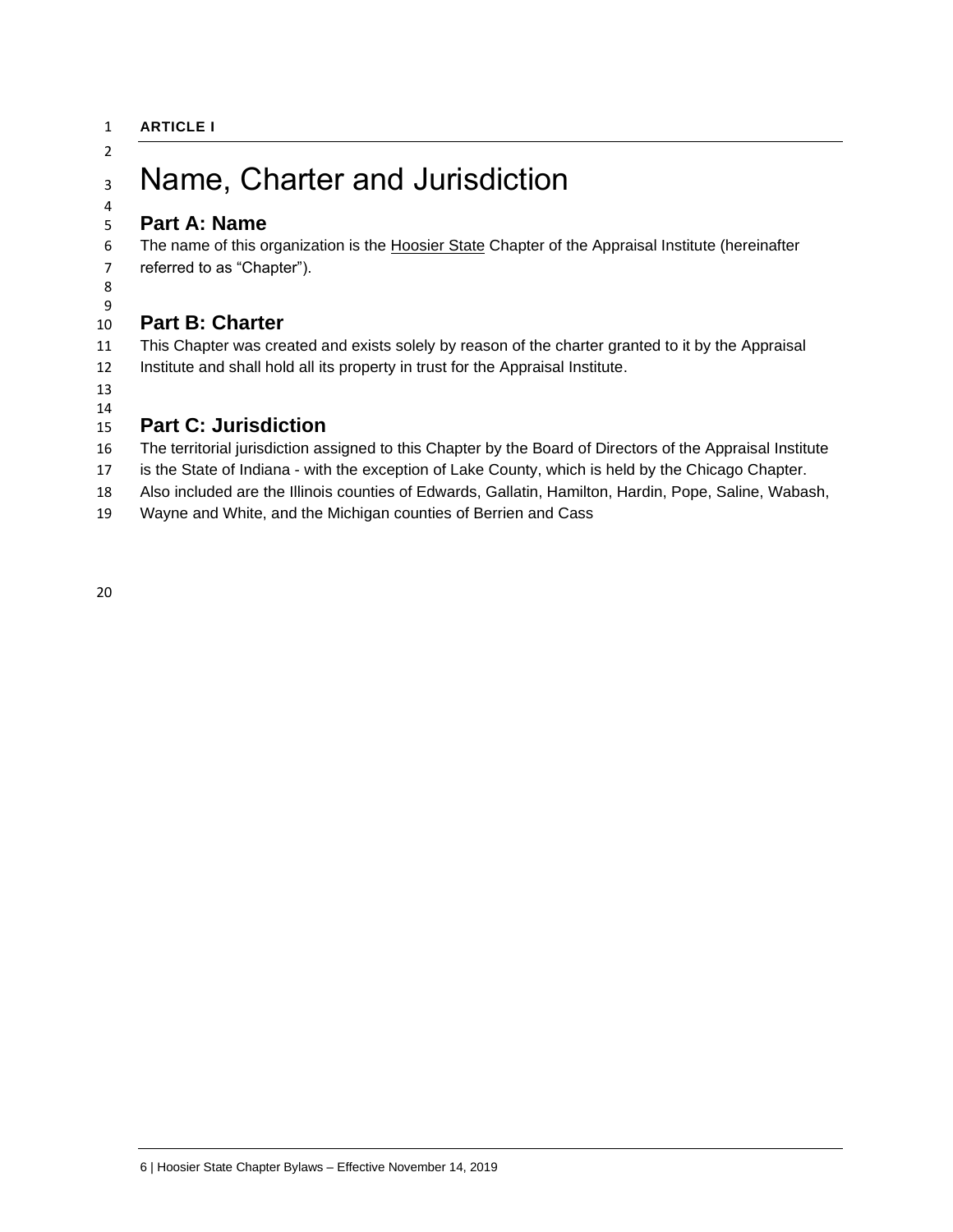**ARTICLE I**

# Name, Charter and Jurisdiction

## Part A: Name

The name of this organization is the Hoosier State Chapter of the Appraisal Institute (hereinafter referred to as "Chapter").

## Part B: Charter

This Chapter was created and exists solely by reason of the charter granted to it by the Appraisal Institute and shall hold all its property in trust for the Appraisal Institute.

## Part C: Jurisdiction

The territorial jurisdiction assigned to this Chapter by the Board of Directors of the Appraisal Institute is the State of Indiana - with the exception of Lake County, which is held by the Chicago Chapter. Also included are the Illinois counties of Edwards, Gallatin, Hamilton, Hardin, Pope, Saline, Wabash, Wayne and White, and the Michigan counties of Berrien and Cass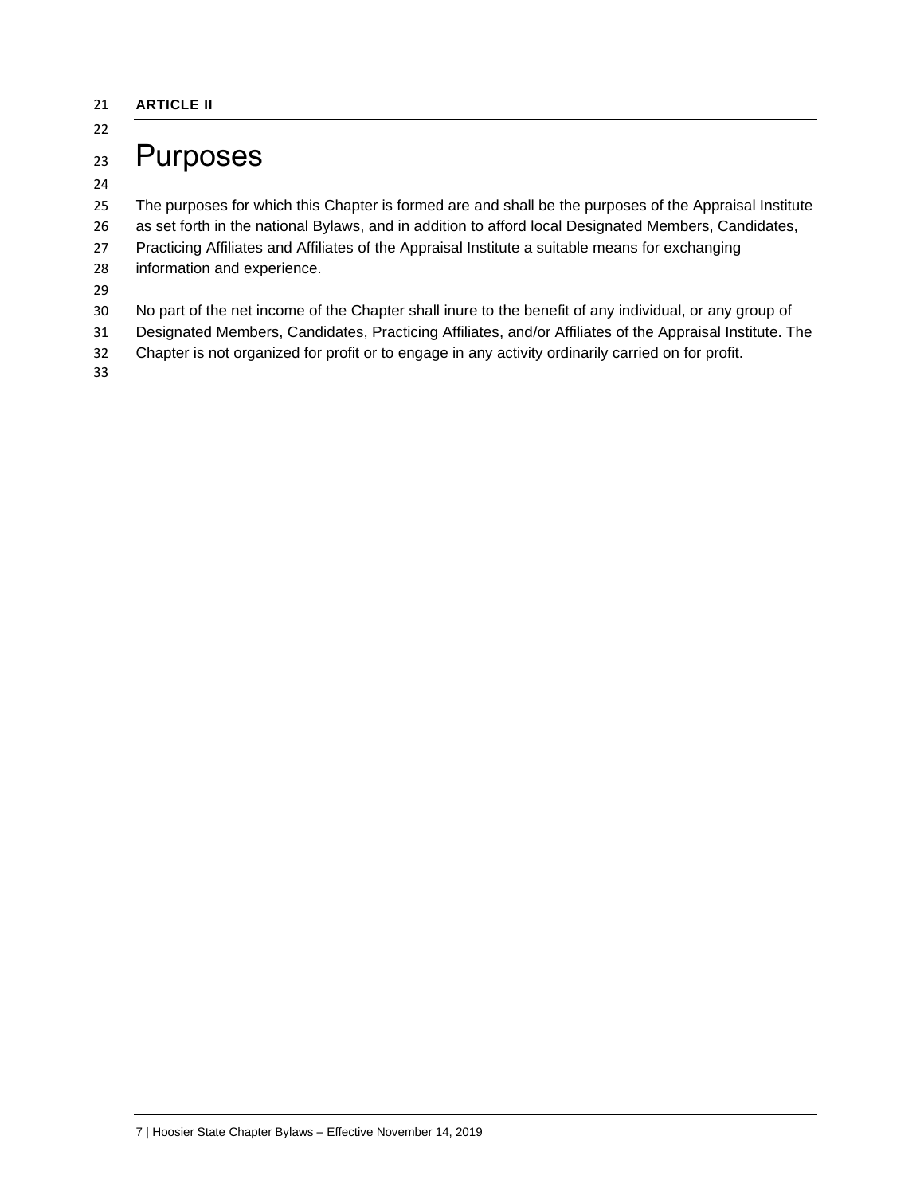**ARTICLE II**

# Purposes

The purposes for which this Chapter is formed are and shall be the purposes of the Appraisal Institute as set forth in the national Bylaws, and in addition to afford local Designated Members, Candidates, Practicing Affiliates and Affiliates of the Appraisal Institute a suitable means for exchanging information and experience.

No part of the net income of the Chapter shall inure to the benefit of any individual, or any group of Designated Members, Candidates, Practicing Affiliates, and/or Affiliates of the Appraisal Institute. The Chapter is not organized for profit or to engage in any activity ordinarily carried on for profit.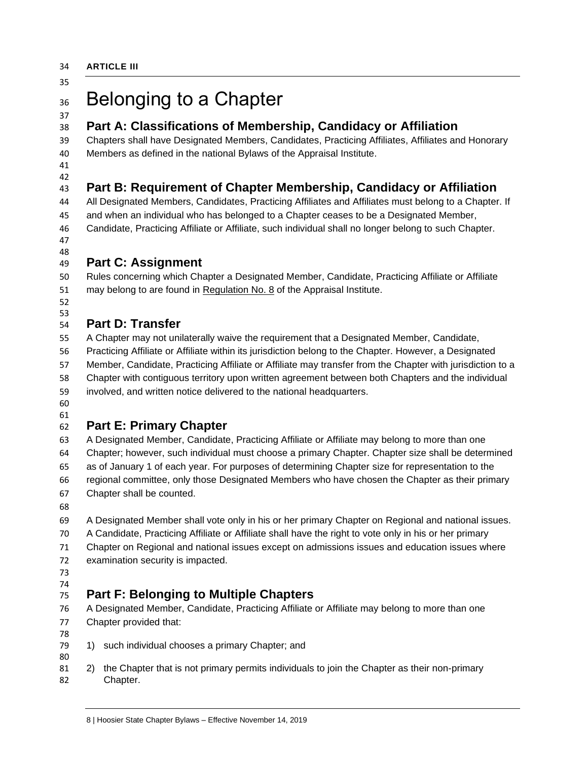**ARTICLE III**

# Belonging to a Chapter

## Part A: Classifications of Membership, Candidacy or Affiliation

Chapters shall have Designated Members, Candidates, Practicing Affiliates, Affiliates and Honorary Members as defined in the national Bylaws of the Appraisal Institute.

## Part B: Requirement of Chapter Membership, Candidacy or Affiliation

All Designated Members, Candidates, Practicing Affiliates and Affiliates must belong to a Chapter. If and when an individual who has belonged to a Chapter ceases to be a Designated Member, Candidate, Practicing Affiliate or Affiliate, such individual shall no longer belong to such Chapter.

## Part C: Assignment

Rules concerning which Chapter a Designated Member, Candidate, Practicing Affiliate or Affiliate may belong to are found in Regulation No. 8 of the Appraisal Institute.

## Part D: Transfer

A Chapter may not unilaterally waive the requirement that a Designated Member, Candidate, Practicing Affiliate or Affiliate within its jurisdiction belong to the Chapter. However, a Designated Member, Candidate, Practicing Affiliate or Affiliate may transfer from the Chapter with jurisdiction to a Chapter with contiguous territory upon written agreement between both Chapters and the individual involved, and written notice delivered to the national headquarters.

## Part E: Primary Chapter

A Designated Member, Candidate, Practicing Affiliate or Affiliate may belong to more than one Chapter; however, such individual must choose a primary Chapter. Chapter size shall be determined as of January 1 of each year. For purposes of determining Chapter size for representation to the regional committee, only those Designated Members who have chosen the Chapter as their primary Chapter shall be counted.

A Designated Member shall vote only in his or her primary Chapter on Regional and national issues. A Candidate, Practicing Affiliate or Affiliate shall have the right to vote only in his or her primary Chapter on Regional and national issues except on admissions issues and education issues where examination security is impacted.

## Part F: Belonging to Multiple Chapters

A Designated Member, Candidate, Practicing Affiliate or Affiliate may belong to more than one Chapter provided that:

1) such individual chooses a primary Chapter; and

2) the Chapter that is not primary permits individuals to join the Chapter as their non-primary Chapter.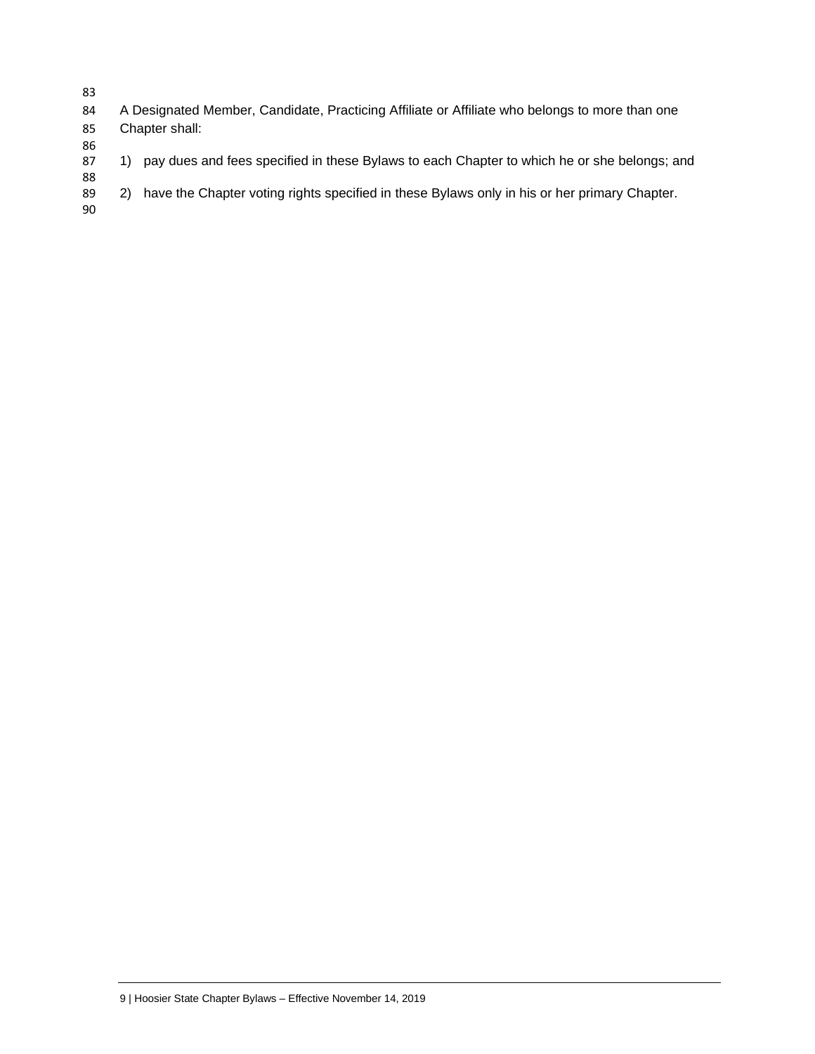A Designated Member, Candidate, Practicing Affiliate or Affiliate who belongs to more than one Chapter shall:

1) pay dues and fees specified in these Bylaws to each Chapter to which he or she belongs; and

2) have the Chapter voting rights specified in these Bylaws only in his or her primary Chapter.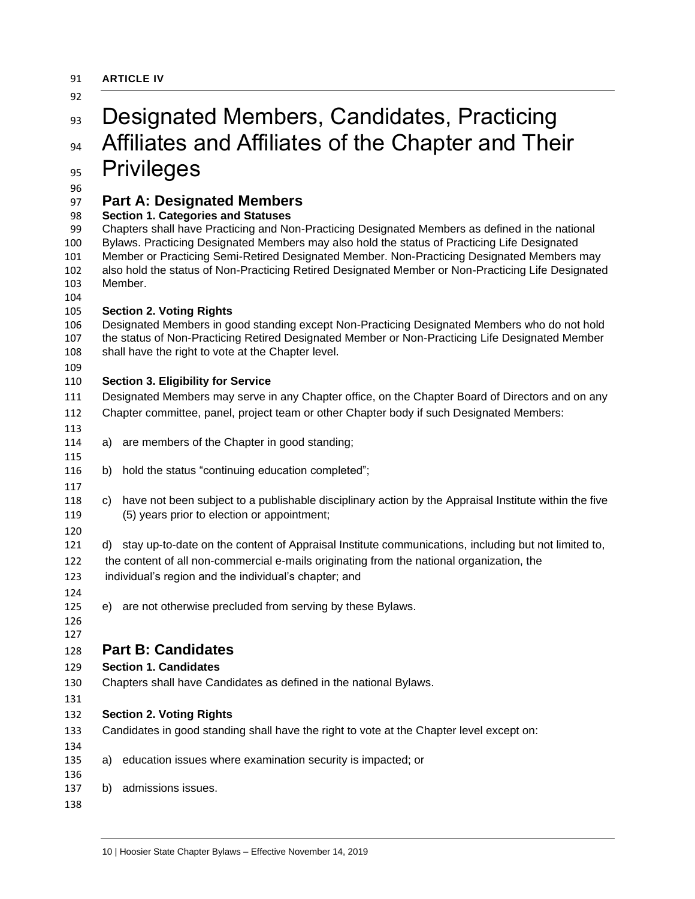**ARTICLE IV**

# Designated Members, Candidates, Practicing Affiliates and Affiliates of the Chapter and Their Privileges

## Part A: Designated Members

**Section 1. Categories and Statuses**

Chapters shall have Practicing and Non-Practicing Designated Members as defined in the national Bylaws. Practicing Designated Members may also hold the status of Practicing Life Designated Member or Practicing Semi-Retired Designated Member. Non-Practicing Designated Members may also hold the status of Non-Practicing Retired Designated Member or Non-Practicing Life Designated Member.

**Section 2. Voting Rights**

Designated Members in good standing except Non-Practicing Designated Members who do not hold the status of Non-Practicing Retired Designated Member or Non-Practicing Life Designated Member shall have the right to vote at the Chapter level.

**Section 3. Eligibility for Service**

Designated Members may serve in any Chapter office, on the Chapter Board of Directors and on any Chapter committee, panel, project team or other Chapter body if such Designated Members:

a) are members of the Chapter in good standing;

b) hold the status "continuing education completed";

c) have not been subject to a publishable disciplinary action by the Appraisal Institute within the five (5) years prior to election or appointment;

d) stay up-to-date on the content of Appraisal Institute communications, including but not limited to, the content of all non-commercial e-mails originating from the national organization, the individual's region and the individual's chapter; and

e) are not otherwise precluded from serving by these Bylaws.

## Part B: Candidates

**Section 1. Candidates**

Chapters shall have Candidates as defined in the national Bylaws.

**Section 2. Voting Rights**

Candidates in good standing shall have the right to vote at the Chapter level except on:

a) education issues where examination security is impacted; or

b) admissions issues.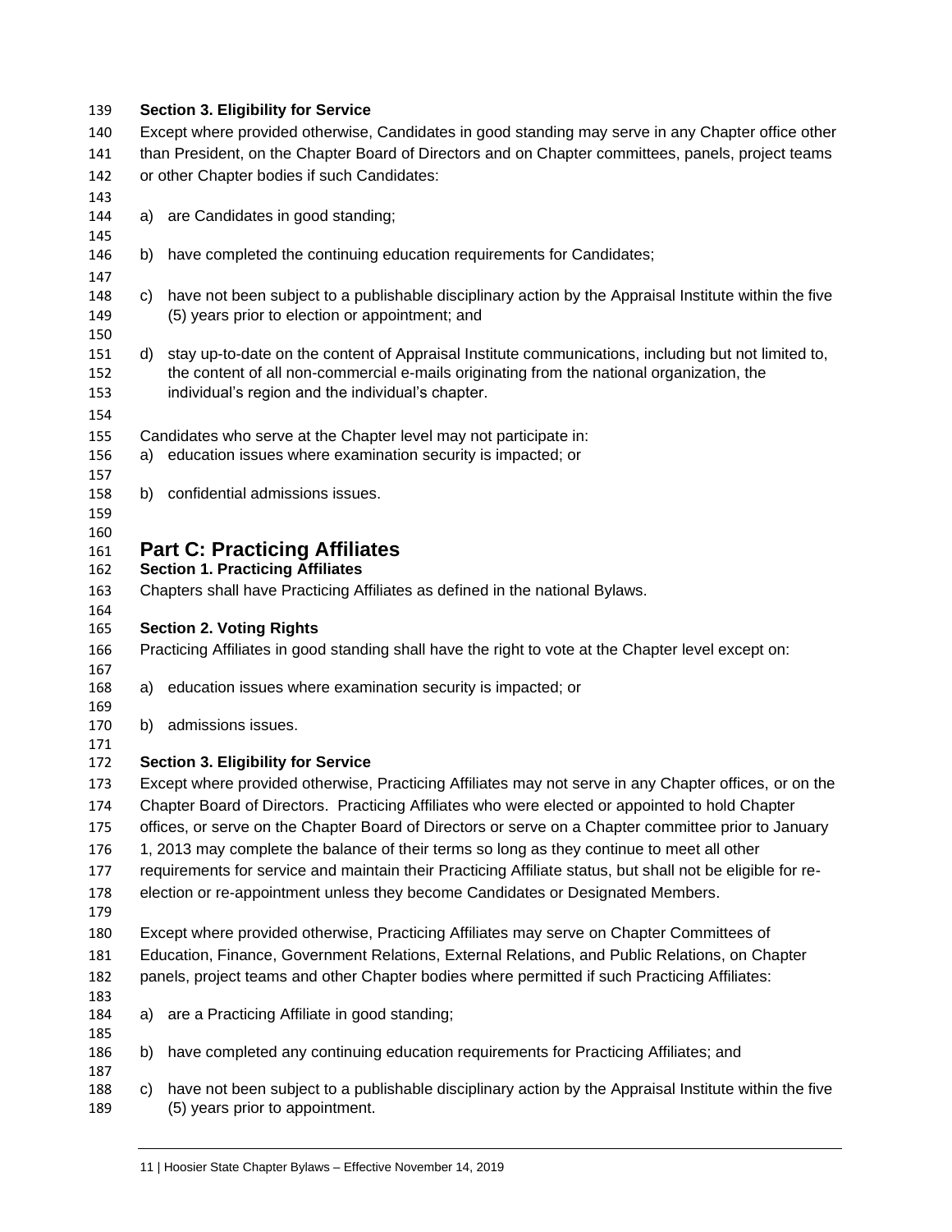### Section 3. Eligibility for Service

Except where provided otherwise, Candidates in good standing may serve in any Chapter office other than President, on the Chapter Board of Directors and on Chapter committees, panels, project teams or other Chapter bodies if such Candidates:

a) are Candidates in good standing;

b) have completed the continuing education requirements for Candidates;

c) have not been subject to a publishable disciplinary action by the Appraisal Institute within the five (5) years prior to election or appointment; and

d) stay up-to-date on the content of Appraisal Institute communications, including but not limited to, the content of all non-commercial e-mails originating from the national organization, the individual's region and the individual's chapter.

Candidates who serve at the Chapter level may not participate in:

a) education issues where examination security is impacted; or

b) confidential admissions issues.

## Part C: Practicing Affiliates

### Section 1. Practicing Affiliates

Chapters shall have Practicing Affiliates as defined in the national Bylaws.

### Section 2. Voting Rights

Practicing Affiliates in good standing shall have the right to vote at the Chapter level except on:

a) education issues where examination security is impacted; or

b) admissions issues.

### Section 3. Eligibility for Service

Except where provided otherwise, Practicing Affiliates may not serve in any Chapter offices, or on the Chapter Board of Directors. Practicing Affiliates who were elected or appointed to hold Chapter offices, or serve on the Chapter Board of Directors or serve on a Chapter committee prior to January 1, 2013 may complete the balance of their terms so long as they continue to meet all other requirements for service and maintain their Practicing Affiliate status, but shall not be eligible for re-election or re-appointment unless they become Candidates or Designated Members.

Except where provided otherwise, Practicing Affiliates may serve on Chapter Committees of Education, Finance, Government Relations, External Relations, and Public Relations, on Chapter panels, project teams and other Chapter bodies where permitted if such Practicing Affiliates:

a) are a Practicing Affiliate in good standing;

b) have completed any continuing education requirements for Practicing Affiliates; and

c) have not been subject to a publishable disciplinary action by the Appraisal Institute within the five (5) years prior to appointment.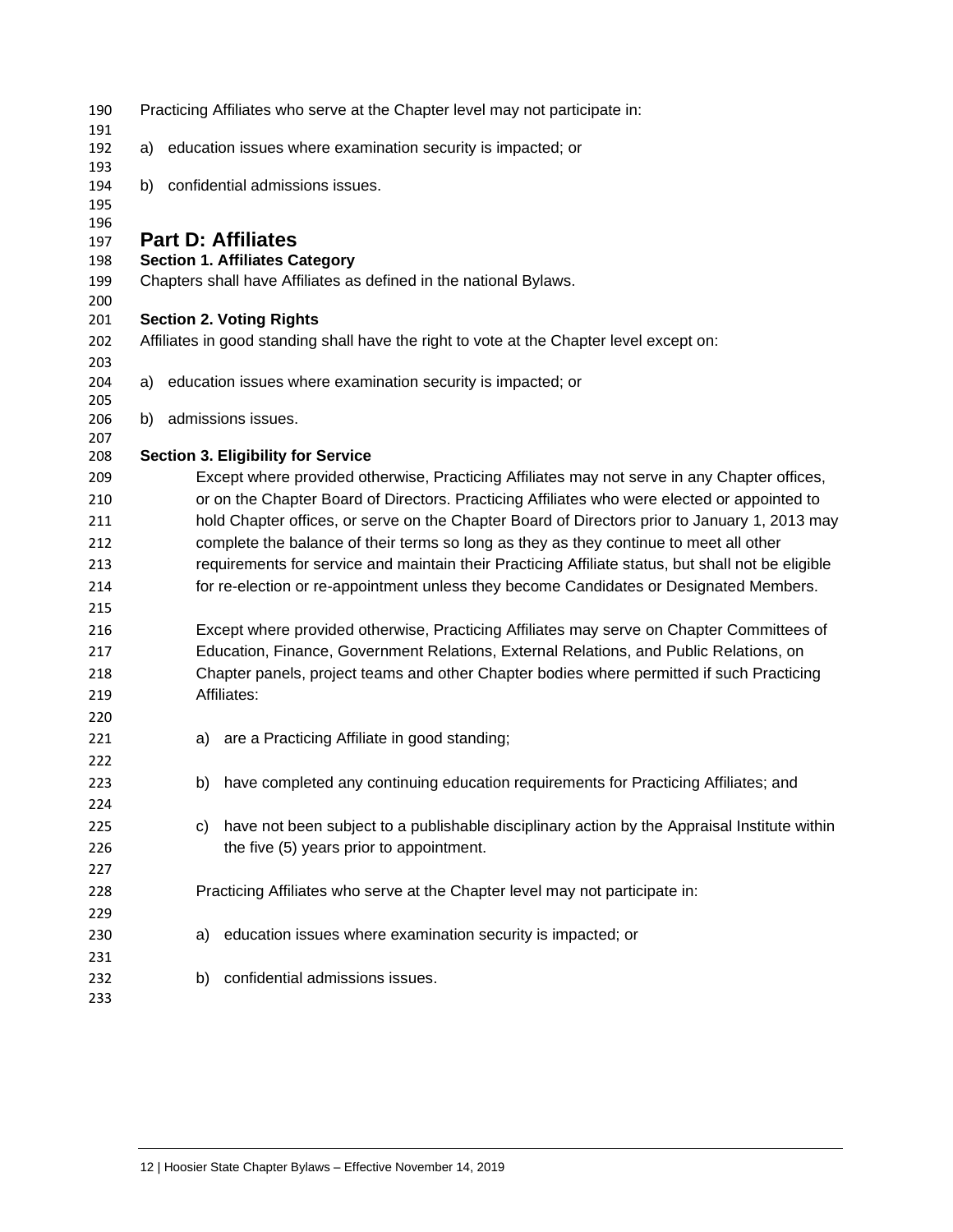Practicing Affiliates who serve at the Chapter level may not participate in:

a) education issues where examination security is impacted; or

b) confidential admissions issues.

## Part D: Affiliates

### Section 1. Affiliates Category

Chapters shall have Affiliates as defined in the national Bylaws.

### Section 2. Voting Rights

Affiliates in good standing shall have the right to vote at the Chapter level except on:

a) education issues where examination security is impacted; or

b) admissions issues.

### Section 3. Eligibility for Service

Except where provided otherwise, Practicing Affiliates may not serve in any Chapter offices, or on the Chapter Board of Directors. Practicing Affiliates who were elected or appointed to hold Chapter offices, or serve on the Chapter Board of Directors prior to January 1, 2013 may complete the balance of their terms so long as they as they continue to meet all other requirements for service and maintain their Practicing Affiliate status, but shall not be eligible for re-election or re-appointment unless they become Candidates or Designated Members.

Except where provided otherwise, Practicing Affiliates may serve on Chapter Committees of Education, Finance, Government Relations, External Relations, and Public Relations, on Chapter panels, project teams and other Chapter bodies where permitted if such Practicing Affiliates:

a) are a Practicing Affiliate in good standing;

b) have completed any continuing education requirements for Practicing Affiliates; and

c) have not been subject to a publishable disciplinary action by the Appraisal Institute within the five (5) years prior to appointment.

Practicing Affiliates who serve at the Chapter level may not participate in:

a) education issues where examination security is impacted; or

b) confidential admissions issues.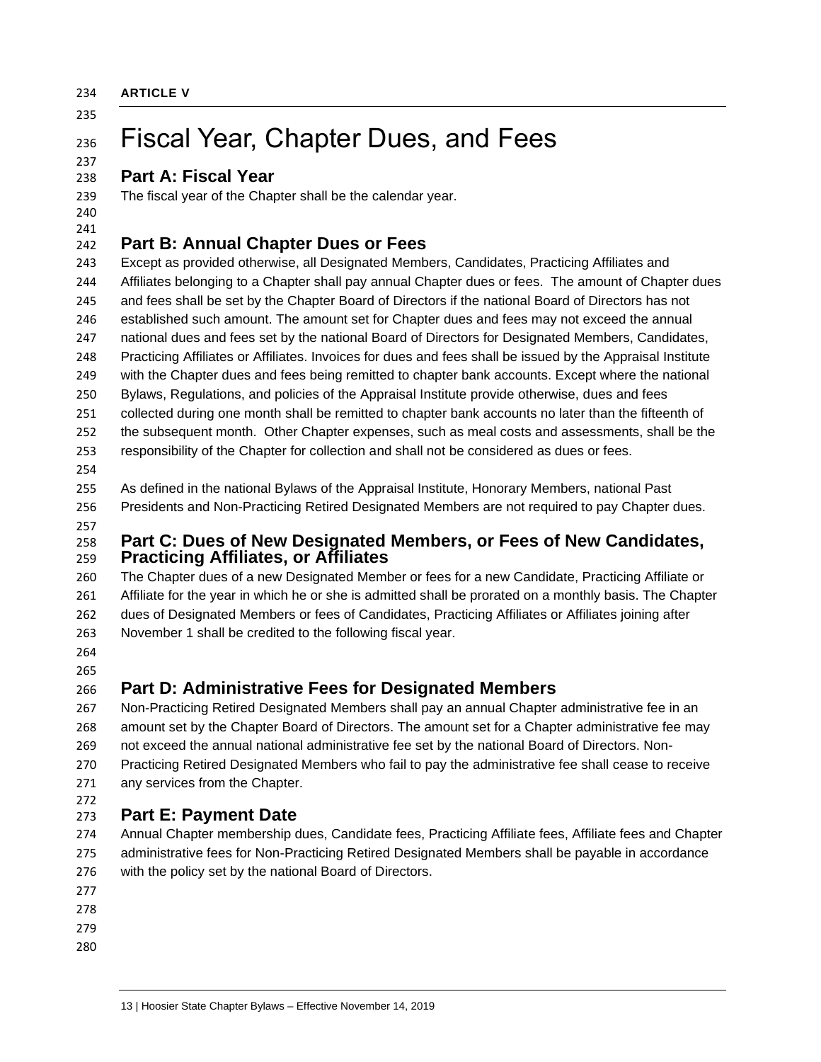**ARTICLE V**

# Fiscal Year, Chapter Dues, and Fees

## Part A: Fiscal Year

The fiscal year of the Chapter shall be the calendar year.

## Part B: Annual Chapter Dues or Fees

Except as provided otherwise, all Designated Members, Candidates, Practicing Affiliates and Affiliates belonging to a Chapter shall pay annual Chapter dues or fees. The amount of Chapter dues and fees shall be set by the Chapter Board of Directors if the national Board of Directors has not established such amount. The amount set for Chapter dues and fees may not exceed the annual national dues and fees set by the national Board of Directors for Designated Members, Candidates, Practicing Affiliates or Affiliates. Invoices for dues and fees shall be issued by the Appraisal Institute with the Chapter dues and fees being remitted to chapter bank accounts. Except where the national Bylaws, Regulations, and policies of the Appraisal Institute provide otherwise, dues and fees collected during one month shall be remitted to chapter bank accounts no later than the fifteenth of the subsequent month. Other Chapter expenses, such as meal costs and assessments, shall be the responsibility of the Chapter for collection and shall not be considered as dues or fees.

As defined in the national Bylaws of the Appraisal Institute, Honorary Members, national Past Presidents and Non-Practicing Retired Designated Members are not required to pay Chapter dues.

## Part C: Dues of New Designated Members, or Fees of New Candidates, Practicing Affiliates, or Affiliates

The Chapter dues of a new Designated Member or fees for a new Candidate, Practicing Affiliate or Affiliate for the year in which he or she is admitted shall be prorated on a monthly basis. The Chapter dues of Designated Members or fees of Candidates, Practicing Affiliates or Affiliates joining after November 1 shall be credited to the following fiscal year.

## Part D: Administrative Fees for Designated Members

Non-Practicing Retired Designated Members shall pay an annual Chapter administrative fee in an amount set by the Chapter Board of Directors. The amount set for a Chapter administrative fee may not exceed the annual national administrative fee set by the national Board of Directors. Non-Practicing Retired Designated Members who fail to pay the administrative fee shall cease to receive any services from the Chapter.

## Part E: Payment Date

Annual Chapter membership dues, Candidate fees, Practicing Affiliate fees, Affiliate fees and Chapter administrative fees for Non-Practicing Retired Designated Members shall be payable in accordance with the policy set by the national Board of Directors.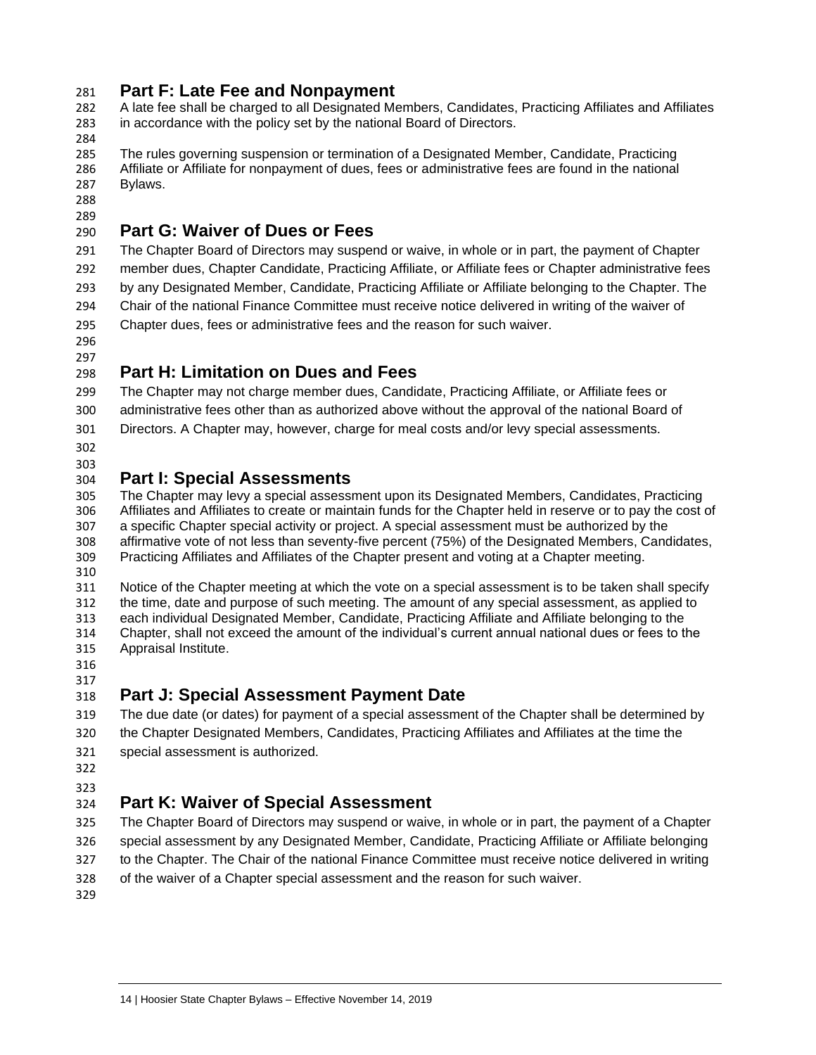## Part F: Late Fee and Nonpayment

A late fee shall be charged to all Designated Members, Candidates, Practicing Affiliates and Affiliates in accordance with the policy set by the national Board of Directors.

The rules governing suspension or termination of a Designated Member, Candidate, Practicing Affiliate or Affiliate for nonpayment of dues, fees or administrative fees are found in the national Bylaws.

## Part G: Waiver of Dues or Fees

The Chapter Board of Directors may suspend or waive, in whole or in part, the payment of Chapter member dues, Chapter Candidate, Practicing Affiliate, or Affiliate fees or Chapter administrative fees by any Designated Member, Candidate, Practicing Affiliate or Affiliate belonging to the Chapter. The Chair of the national Finance Committee must receive notice delivered in writing of the waiver of Chapter dues, fees or administrative fees and the reason for such waiver.

## Part H: Limitation on Dues and Fees

The Chapter may not charge member dues, Candidate, Practicing Affiliate, or Affiliate fees or administrative fees other than as authorized above without the approval of the national Board of Directors. A Chapter may, however, charge for meal costs and/or levy special assessments.

## Part I: Special Assessments

The Chapter may levy a special assessment upon its Designated Members, Candidates, Practicing Affiliates and Affiliates to create or maintain funds for the Chapter held in reserve or to pay the cost of a specific Chapter special activity or project. A special assessment must be authorized by the affirmative vote of not less than seventy-five percent (75%) of the Designated Members, Candidates, Practicing Affiliates and Affiliates of the Chapter present and voting at a Chapter meeting.

Notice of the Chapter meeting at which the vote on a special assessment is to be taken shall specify the time, date and purpose of such meeting. The amount of any special assessment, as applied to each individual Designated Member, Candidate, Practicing Affiliate and Affiliate belonging to the Chapter, shall not exceed the amount of the individual's current annual national dues or fees to the Appraisal Institute.

## Part J: Special Assessment Payment Date

The due date (or dates) for payment of a special assessment of the Chapter shall be determined by the Chapter Designated Members, Candidates, Practicing Affiliates and Affiliates at the time the special assessment is authorized.

## Part K: Waiver of Special Assessment

The Chapter Board of Directors may suspend or waive, in whole or in part, the payment of a Chapter special assessment by any Designated Member, Candidate, Practicing Affiliate or Affiliate belonging to the Chapter. The Chair of the national Finance Committee must receive notice delivered in writing of the waiver of a Chapter special assessment and the reason for such waiver.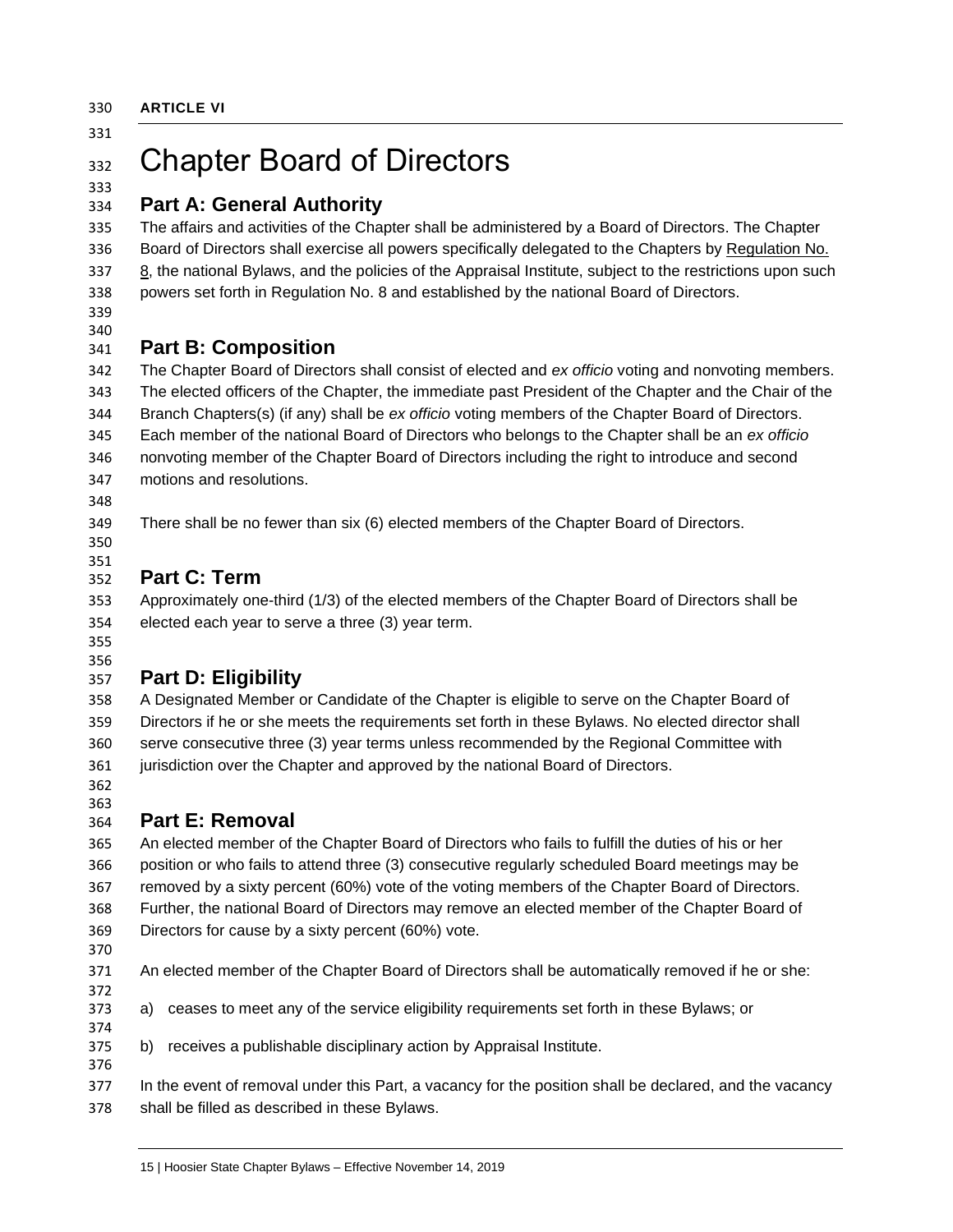**ARTICLE VI**

# Chapter Board of Directors

## Part A: General Authority

The affairs and activities of the Chapter shall be administered by a Board of Directors. The Chapter Board of Directors shall exercise all powers specifically delegated to the Chapters by Regulation No. 8, the national Bylaws, and the policies of the Appraisal Institute, subject to the restrictions upon such powers set forth in Regulation No. 8 and established by the national Board of Directors.

## Part B: Composition

The Chapter Board of Directors shall consist of elected and *ex officio* voting and nonvoting members. The elected officers of the Chapter, the immediate past President of the Chapter and the Chair of the Branch Chapters(s) (if any) shall be *ex officio* voting members of the Chapter Board of Directors. Each member of the national Board of Directors who belongs to the Chapter shall be an *ex officio* nonvoting member of the Chapter Board of Directors including the right to introduce and second motions and resolutions.

There shall be no fewer than six (6) elected members of the Chapter Board of Directors.

## Part C: Term

Approximately one-third (1/3) of the elected members of the Chapter Board of Directors shall be elected each year to serve a three (3) year term.

## Part D: Eligibility

A Designated Member or Candidate of the Chapter is eligible to serve on the Chapter Board of Directors if he or she meets the requirements set forth in these Bylaws. No elected director shall serve consecutive three (3) year terms unless recommended by the Regional Committee with jurisdiction over the Chapter and approved by the national Board of Directors.

## Part E: Removal

An elected member of the Chapter Board of Directors who fails to fulfill the duties of his or her position or who fails to attend three (3) consecutive regularly scheduled Board meetings may be removed by a sixty percent (60%) vote of the voting members of the Chapter Board of Directors. Further, the national Board of Directors may remove an elected member of the Chapter Board of Directors for cause by a sixty percent (60%) vote.

An elected member of the Chapter Board of Directors shall be automatically removed if he or she:

a) ceases to meet any of the service eligibility requirements set forth in these Bylaws; or

b) receives a publishable disciplinary action by Appraisal Institute.

In the event of removal under this Part, a vacancy for the position shall be declared, and the vacancy shall be filled as described in these Bylaws.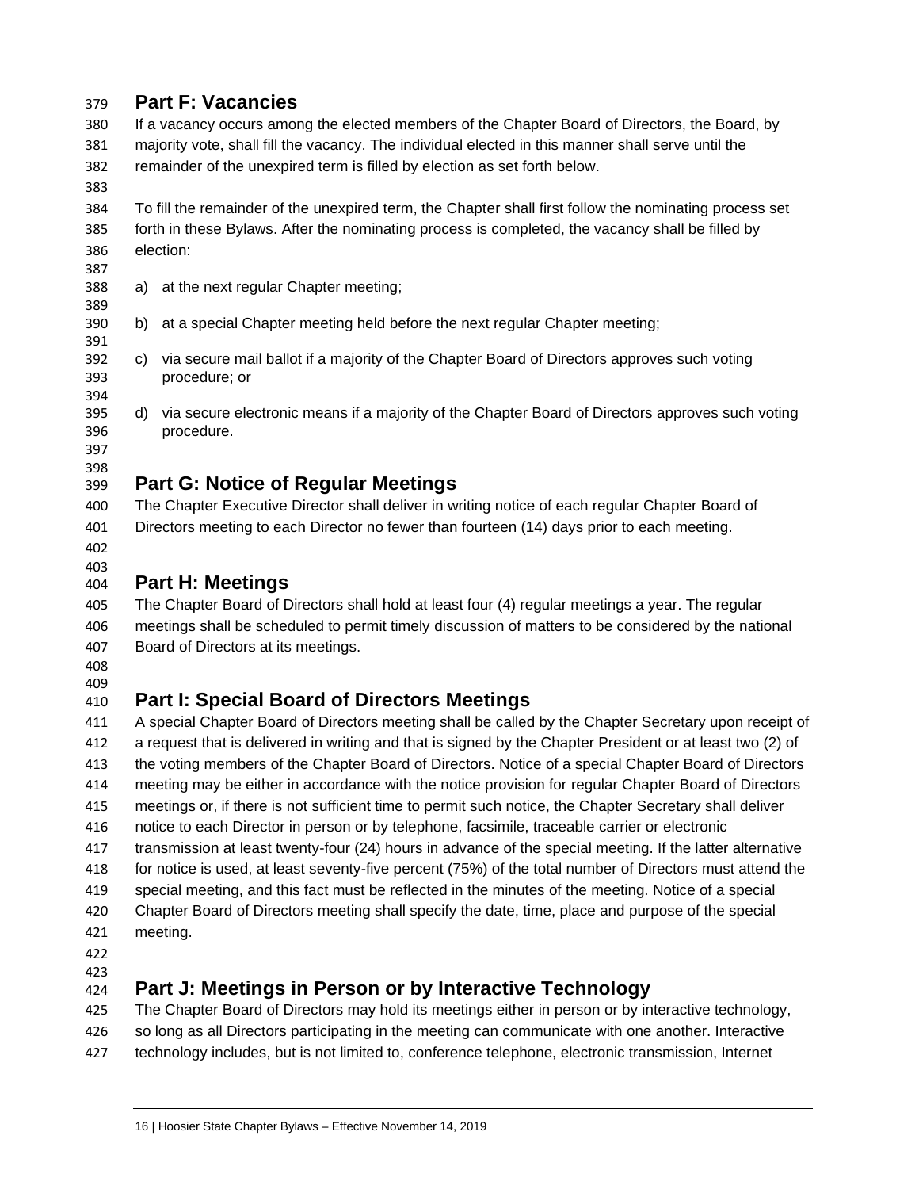## Part F: Vacancies

If a vacancy occurs among the elected members of the Chapter Board of Directors, the Board, by majority vote, shall fill the vacancy. The individual elected in this manner shall serve until the remainder of the unexpired term is filled by election as set forth below.

To fill the remainder of the unexpired term, the Chapter shall first follow the nominating process set forth in these Bylaws. After the nominating process is completed, the vacancy shall be filled by election:

a) at the next regular Chapter meeting;

b) at a special Chapter meeting held before the next regular Chapter meeting;

c) via secure mail ballot if a majority of the Chapter Board of Directors approves such voting procedure; or

d) via secure electronic means if a majority of the Chapter Board of Directors approves such voting procedure.

## Part G: Notice of Regular Meetings

The Chapter Executive Director shall deliver in writing notice of each regular Chapter Board of Directors meeting to each Director no fewer than fourteen (14) days prior to each meeting.

## Part H: Meetings

The Chapter Board of Directors shall hold at least four (4) regular meetings a year. The regular meetings shall be scheduled to permit timely discussion of matters to be considered by the national Board of Directors at its meetings.

## Part I: Special Board of Directors Meetings

A special Chapter Board of Directors meeting shall be called by the Chapter Secretary upon receipt of a request that is delivered in writing and that is signed by the Chapter President or at least two (2) of the voting members of the Chapter Board of Directors. Notice of a special Chapter Board of Directors meeting may be either in accordance with the notice provision for regular Chapter Board of Directors meetings or, if there is not sufficient time to permit such notice, the Chapter Secretary shall deliver notice to each Director in person or by telephone, facsimile, traceable carrier or electronic transmission at least twenty-four (24) hours in advance of the special meeting. If the latter alternative for notice is used, at least seventy-five percent (75%) of the total number of Directors must attend the special meeting, and this fact must be reflected in the minutes of the meeting. Notice of a special Chapter Board of Directors meeting shall specify the date, time, place and purpose of the special meeting.

## Part J: Meetings in Person or by Interactive Technology

The Chapter Board of Directors may hold its meetings either in person or by interactive technology, so long as all Directors participating in the meeting can communicate with one another. Interactive technology includes, but is not limited to, conference telephone, electronic transmission, Internet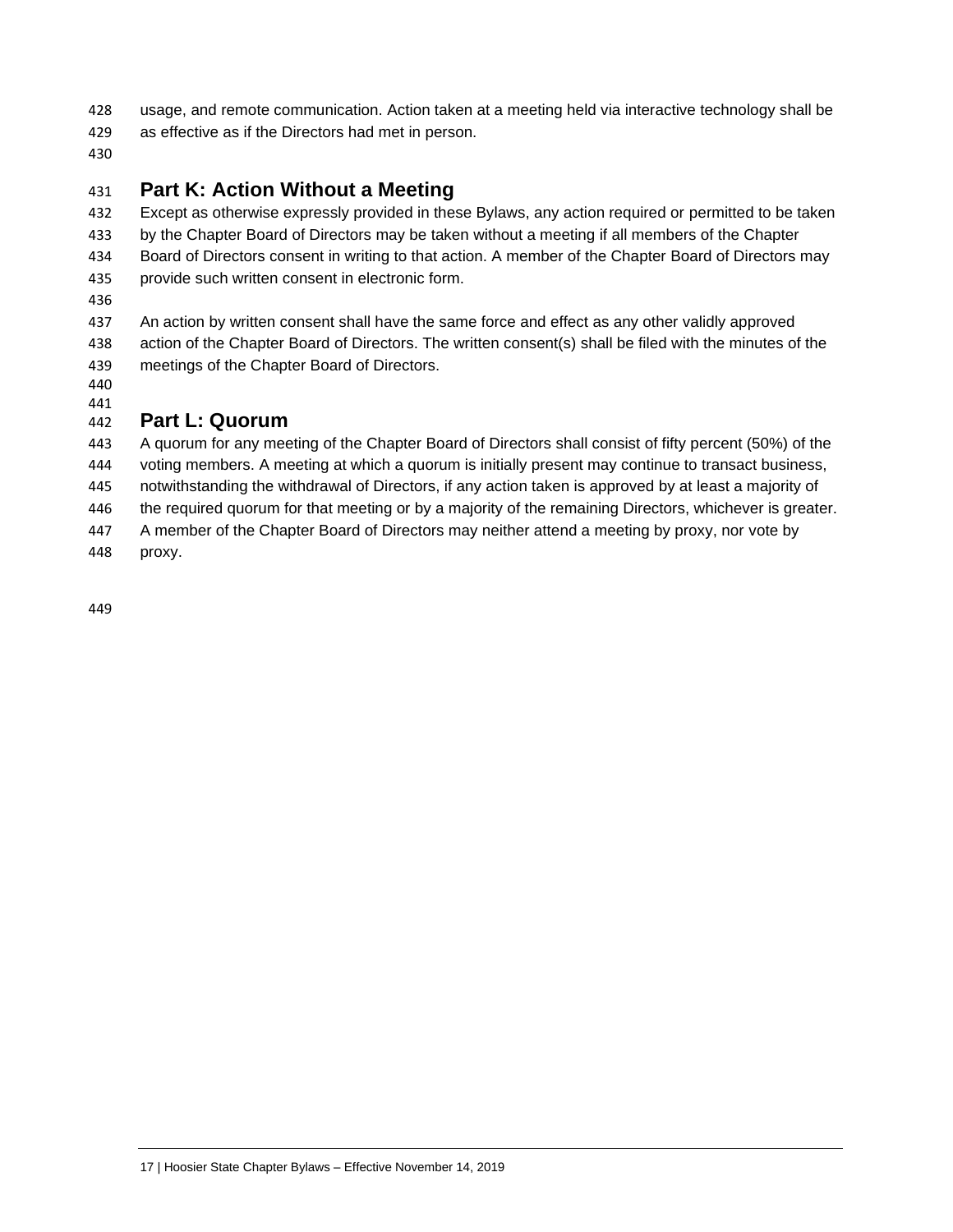usage, and remote communication. Action taken at a meeting held via interactive technology shall be as effective as if the Directors had met in person.

## Part K: Action Without a Meeting

Except as otherwise expressly provided in these Bylaws, any action required or permitted to be taken by the Chapter Board of Directors may be taken without a meeting if all members of the Chapter Board of Directors consent in writing to that action. A member of the Chapter Board of Directors may provide such written consent in electronic form.

An action by written consent shall have the same force and effect as any other validly approved action of the Chapter Board of Directors. The written consent(s) shall be filed with the minutes of the meetings of the Chapter Board of Directors.

## Part L: Quorum

A quorum for any meeting of the Chapter Board of Directors shall consist of fifty percent (50%) of the voting members. A meeting at which a quorum is initially present may continue to transact business, notwithstanding the withdrawal of Directors, if any action taken is approved by at least a majority of the required quorum for that meeting or by a majority of the remaining Directors, whichever is greater. A member of the Chapter Board of Directors may neither attend a meeting by proxy, nor vote by proxy.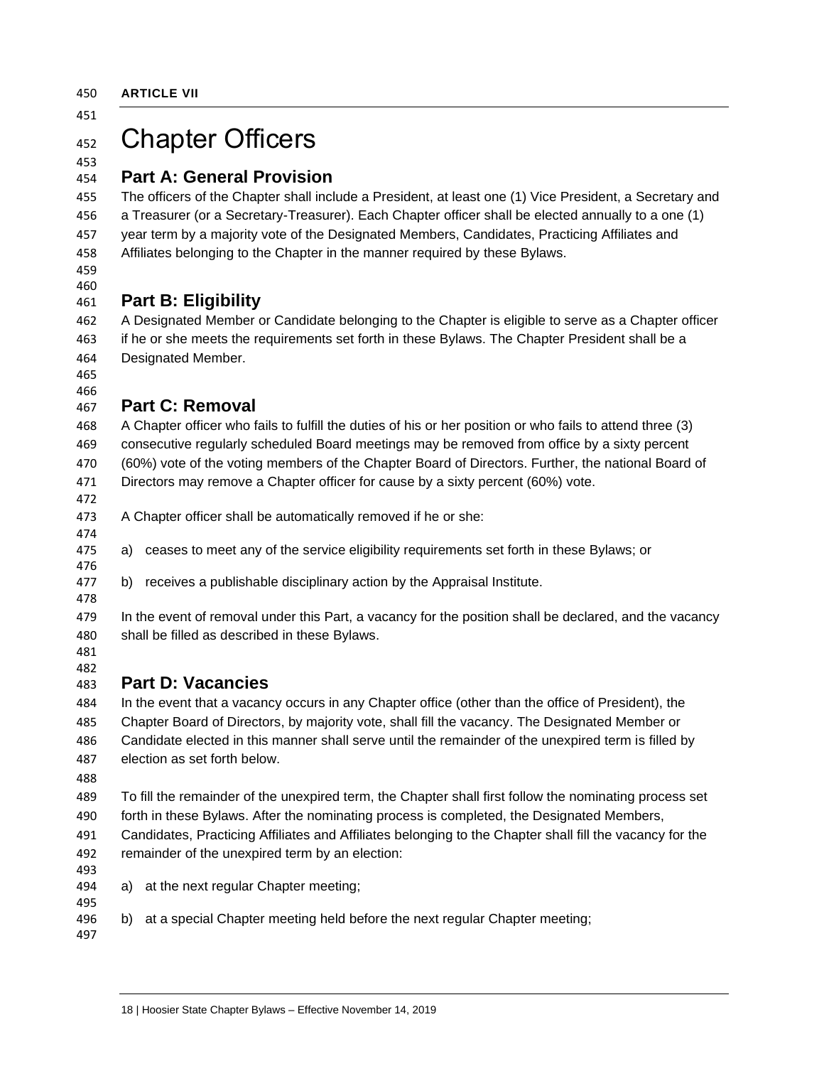**ARTICLE VII**

# Chapter Officers

## Part A: General Provision

The officers of the Chapter shall include a President, at least one (1) Vice President, a Secretary and a Treasurer (or a Secretary-Treasurer). Each Chapter officer shall be elected annually to a one (1) year term by a majority vote of the Designated Members, Candidates, Practicing Affiliates and Affiliates belonging to the Chapter in the manner required by these Bylaws.

## Part B: Eligibility

A Designated Member or Candidate belonging to the Chapter is eligible to serve as a Chapter officer if he or she meets the requirements set forth in these Bylaws. The Chapter President shall be a Designated Member.

## Part C: Removal

A Chapter officer who fails to fulfill the duties of his or her position or who fails to attend three (3) consecutive regularly scheduled Board meetings may be removed from office by a sixty percent (60%) vote of the voting members of the Chapter Board of Directors. Further, the national Board of Directors may remove a Chapter officer for cause by a sixty percent (60%) vote.

A Chapter officer shall be automatically removed if he or she:

a) ceases to meet any of the service eligibility requirements set forth in these Bylaws; or

b) receives a publishable disciplinary action by the Appraisal Institute.

In the event of removal under this Part, a vacancy for the position shall be declared, and the vacancy shall be filled as described in these Bylaws.

## Part D: Vacancies

In the event that a vacancy occurs in any Chapter office (other than the office of President), the Chapter Board of Directors, by majority vote, shall fill the vacancy. The Designated Member or Candidate elected in this manner shall serve until the remainder of the unexpired term is filled by election as set forth below.

To fill the remainder of the unexpired term, the Chapter shall first follow the nominating process set forth in these Bylaws. After the nominating process is completed, the Designated Members, Candidates, Practicing Affiliates and Affiliates belonging to the Chapter shall fill the vacancy for the remainder of the unexpired term by an election:

a) at the next regular Chapter meeting;

b) at a special Chapter meeting held before the next regular Chapter meeting;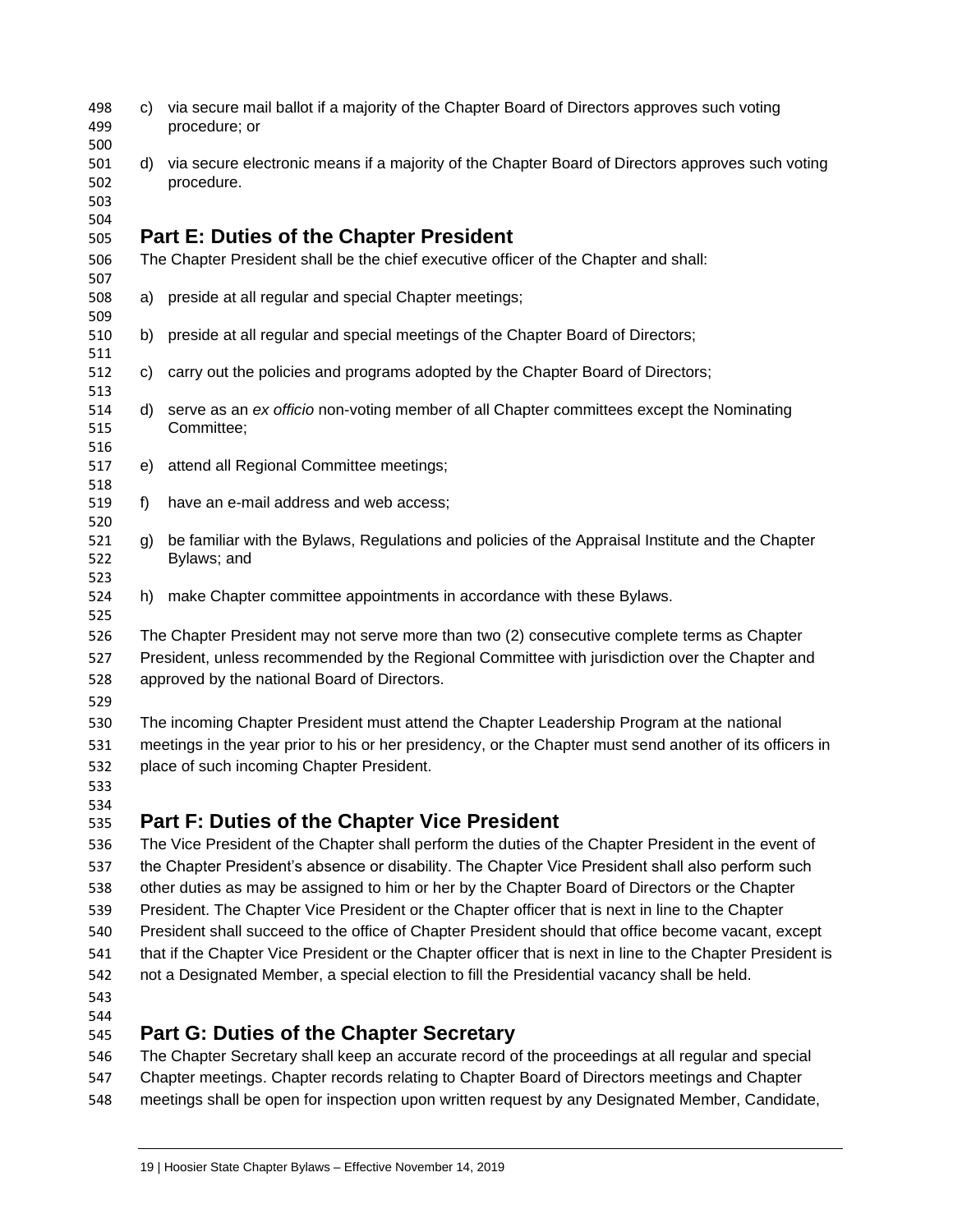c) via secure mail ballot if a majority of the Chapter Board of Directors approves such voting procedure; or

d) via secure electronic means if a majority of the Chapter Board of Directors approves such voting procedure.

## Part E: Duties of the Chapter President

The Chapter President shall be the chief executive officer of the Chapter and shall:

a) preside at all regular and special Chapter meetings;

b) preside at all regular and special meetings of the Chapter Board of Directors;

c) carry out the policies and programs adopted by the Chapter Board of Directors;

d) serve as an *ex officio* non-voting member of all Chapter committees except the Nominating Committee;

e) attend all Regional Committee meetings;

f) have an e-mail address and web access;

g) be familiar with the Bylaws, Regulations and policies of the Appraisal Institute and the Chapter Bylaws; and

h) make Chapter committee appointments in accordance with these Bylaws.

The Chapter President may not serve more than two (2) consecutive complete terms as Chapter President, unless recommended by the Regional Committee with jurisdiction over the Chapter and approved by the national Board of Directors.

The incoming Chapter President must attend the Chapter Leadership Program at the national meetings in the year prior to his or her presidency, or the Chapter must send another of its officers in place of such incoming Chapter President.

## Part F: Duties of the Chapter Vice President

The Vice President of the Chapter shall perform the duties of the Chapter President in the event of the Chapter President's absence or disability. The Chapter Vice President shall also perform such other duties as may be assigned to him or her by the Chapter Board of Directors or the Chapter President. The Chapter Vice President or the Chapter officer that is next in line to the Chapter President shall succeed to the office of Chapter President should that office become vacant, except that if the Chapter Vice President or the Chapter officer that is next in line to the Chapter President is not a Designated Member, a special election to fill the Presidential vacancy shall be held.

## Part G: Duties of the Chapter Secretary

The Chapter Secretary shall keep an accurate record of the proceedings at all regular and special Chapter meetings. Chapter records relating to Chapter Board of Directors meetings and Chapter meetings shall be open for inspection upon written request by any Designated Member, Candidate,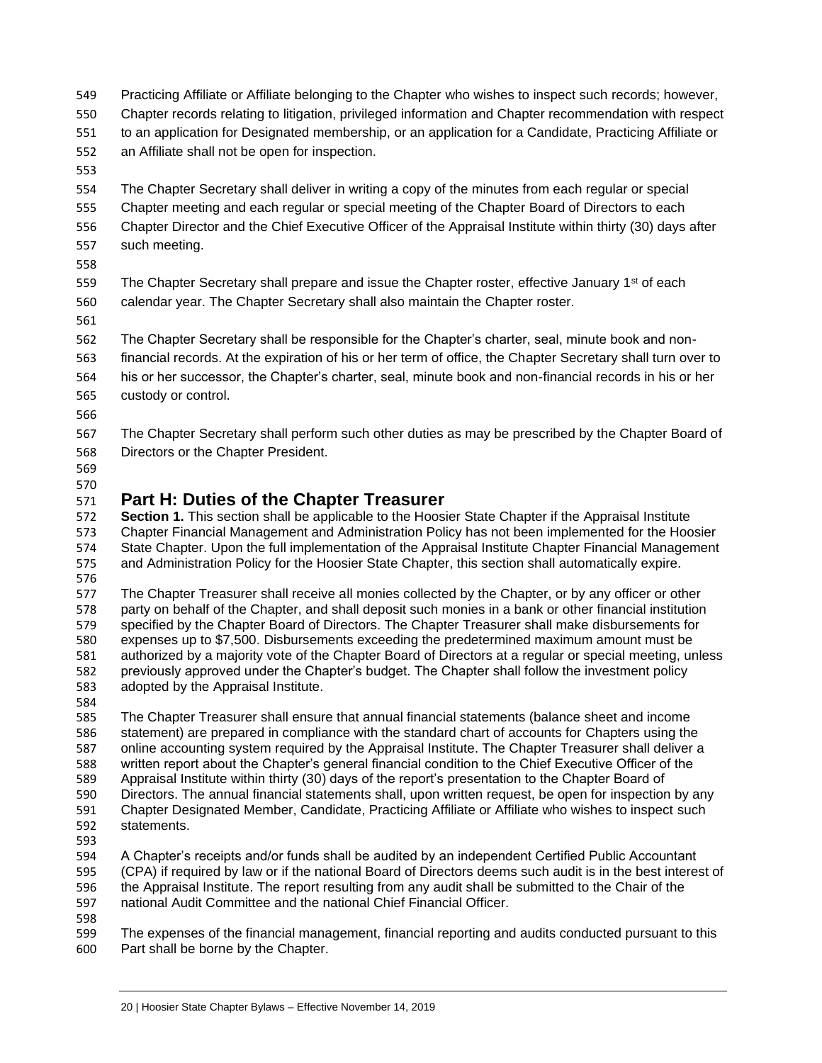Practicing Affiliate or Affiliate belonging to the Chapter who wishes to inspect such records; however, Chapter records relating to litigation, privileged information and Chapter recommendation with respect to an application for Designated membership, or an application for a Candidate, Practicing Affiliate or an Affiliate shall not be open for inspection.

The Chapter Secretary shall deliver in writing a copy of the minutes from each regular or special Chapter meeting and each regular or special meeting of the Chapter Board of Directors to each Chapter Director and the Chief Executive Officer of the Appraisal Institute within thirty (30) days after such meeting.

The Chapter Secretary shall prepare and issue the Chapter roster, effective January 1st of each calendar year. The Chapter Secretary shall also maintain the Chapter roster.

The Chapter Secretary shall be responsible for the Chapter's charter, seal, minute book and non-financial records. At the expiration of his or her term of office, the Chapter Secretary shall turn over to his or her successor, the Chapter's charter, seal, minute book and non-financial records in his or her custody or control.

The Chapter Secretary shall perform such other duties as may be prescribed by the Chapter Board of Directors or the Chapter President.

## Part H: Duties of the Chapter Treasurer

**Section 1.** This section shall be applicable to the Hoosier State Chapter if the Appraisal Institute Chapter Financial Management and Administration Policy has not been implemented for the Hoosier State Chapter. Upon the full implementation of the Appraisal Institute Chapter Financial Management and Administration Policy for the Hoosier State Chapter, this section shall automatically expire.

The Chapter Treasurer shall receive all monies collected by the Chapter, or by any officer or other party on behalf of the Chapter, and shall deposit such monies in a bank or other financial institution specified by the Chapter Board of Directors. The Chapter Treasurer shall make disbursements for expenses up to $7,500. Disbursements exceeding the predetermined maximum amount must be authorized by a majority vote of the Chapter Board of Directors at a regular or special meeting, unless previously approved under the Chapter's budget. The Chapter shall follow the investment policy adopted by the Appraisal Institute.

The Chapter Treasurer shall ensure that annual financial statements (balance sheet and income statement) are prepared in compliance with the standard chart of accounts for Chapters using the online accounting system required by the Appraisal Institute. The Chapter Treasurer shall deliver a written report about the Chapter's general financial condition to the Chief Executive Officer of the Appraisal Institute within thirty (30) days of the report's presentation to the Chapter Board of Directors. The annual financial statements shall, upon written request, be open for inspection by any Chapter Designated Member, Candidate, Practicing Affiliate or Affiliate who wishes to inspect such statements.

A Chapter's receipts and/or funds shall be audited by an independent Certified Public Accountant (CPA) if required by law or if the national Board of Directors deems such audit is in the best interest of the Appraisal Institute. The report resulting from any audit shall be submitted to the Chair of the national Audit Committee and the national Chief Financial Officer.

The expenses of the financial management, financial reporting and audits conducted pursuant to this Part shall be borne by the Chapter.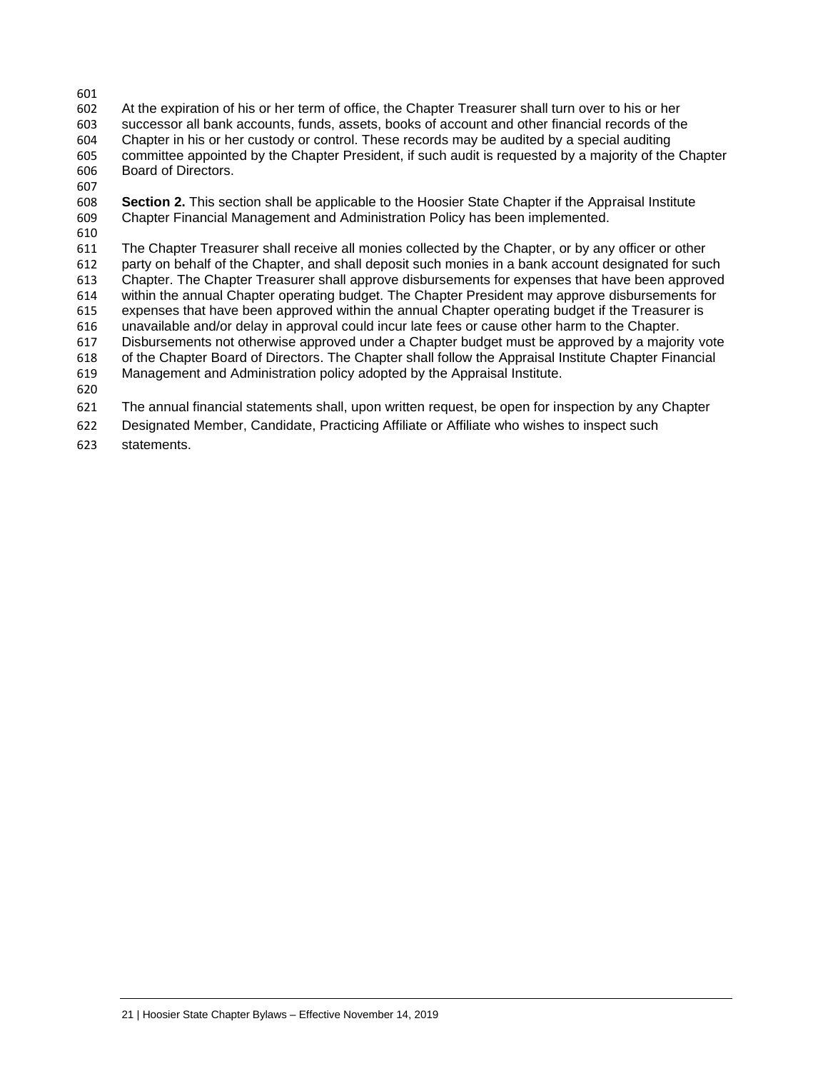At the expiration of his or her term of office, the Chapter Treasurer shall turn over to his or her successor all bank accounts, funds, assets, books of account and other financial records of the Chapter in his or her custody or control. These records may be audited by a special auditing committee appointed by the Chapter President, if such audit is requested by a majority of the Chapter Board of Directors.

**Section 2.** This section shall be applicable to the Hoosier State Chapter if the Appraisal Institute Chapter Financial Management and Administration Policy has been implemented.

The Chapter Treasurer shall receive all monies collected by the Chapter, or by any officer or other party on behalf of the Chapter, and shall deposit such monies in a bank account designated for such Chapter. The Chapter Treasurer shall approve disbursements for expenses that have been approved within the annual Chapter operating budget. The Chapter President may approve disbursements for expenses that have been approved within the annual Chapter operating budget if the Treasurer is unavailable and/or delay in approval could incur late fees or cause other harm to the Chapter. Disbursements not otherwise approved under a Chapter budget must be approved by a majority vote of the Chapter Board of Directors. The Chapter shall follow the Appraisal Institute Chapter Financial Management and Administration policy adopted by the Appraisal Institute.

The annual financial statements shall, upon written request, be open for inspection by any Chapter Designated Member, Candidate, Practicing Affiliate or Affiliate who wishes to inspect such statements.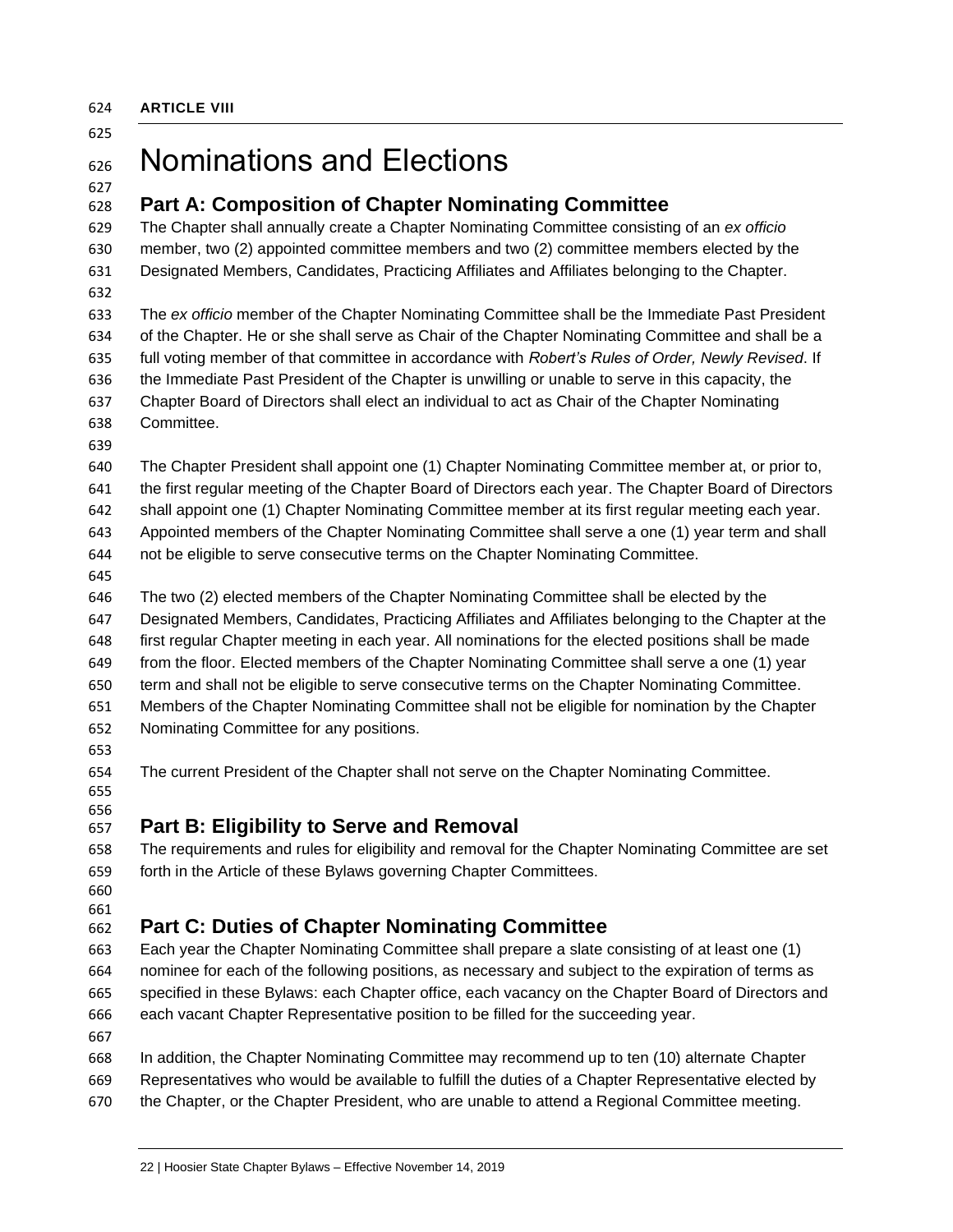**ARTICLE VIII**

# Nominations and Elections

## Part A: Composition of Chapter Nominating Committee

The Chapter shall annually create a Chapter Nominating Committee consisting of an *ex officio* member, two (2) appointed committee members and two (2) committee members elected by the Designated Members, Candidates, Practicing Affiliates and Affiliates belonging to the Chapter.

The *ex officio* member of the Chapter Nominating Committee shall be the Immediate Past President of the Chapter. He or she shall serve as Chair of the Chapter Nominating Committee and shall be a full voting member of that committee in accordance with *Robert's Rules of Order, Newly Revised*. If the Immediate Past President of the Chapter is unwilling or unable to serve in this capacity, the Chapter Board of Directors shall elect an individual to act as Chair of the Chapter Nominating Committee.

The Chapter President shall appoint one (1) Chapter Nominating Committee member at, or prior to, the first regular meeting of the Chapter Board of Directors each year. The Chapter Board of Directors shall appoint one (1) Chapter Nominating Committee member at its first regular meeting each year. Appointed members of the Chapter Nominating Committee shall serve a one (1) year term and shall not be eligible to serve consecutive terms on the Chapter Nominating Committee.

The two (2) elected members of the Chapter Nominating Committee shall be elected by the Designated Members, Candidates, Practicing Affiliates and Affiliates belonging to the Chapter at the first regular Chapter meeting in each year. All nominations for the elected positions shall be made from the floor. Elected members of the Chapter Nominating Committee shall serve a one (1) year term and shall not be eligible to serve consecutive terms on the Chapter Nominating Committee. Members of the Chapter Nominating Committee shall not be eligible for nomination by the Chapter Nominating Committee for any positions.

The current President of the Chapter shall not serve on the Chapter Nominating Committee.

## Part B: Eligibility to Serve and Removal

The requirements and rules for eligibility and removal for the Chapter Nominating Committee are set forth in the Article of these Bylaws governing Chapter Committees.

## Part C: Duties of Chapter Nominating Committee

Each year the Chapter Nominating Committee shall prepare a slate consisting of at least one (1) nominee for each of the following positions, as necessary and subject to the expiration of terms as specified in these Bylaws: each Chapter office, each vacancy on the Chapter Board of Directors and each vacant Chapter Representative position to be filled for the succeeding year.

In addition, the Chapter Nominating Committee may recommend up to ten (10) alternate Chapter Representatives who would be available to fulfill the duties of a Chapter Representative elected by the Chapter, or the Chapter President, who are unable to attend a Regional Committee meeting.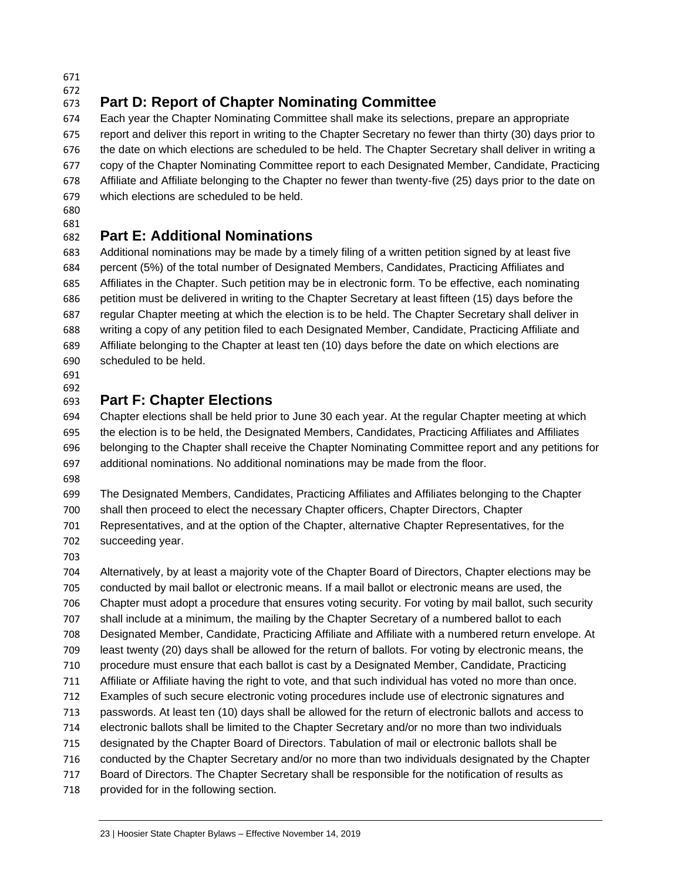## Part D: Report of Chapter Nominating Committee

Each year the Chapter Nominating Committee shall make its selections, prepare an appropriate report and deliver this report in writing to the Chapter Secretary no fewer than thirty (30) days prior to the date on which elections are scheduled to be held. The Chapter Secretary shall deliver in writing a copy of the Chapter Nominating Committee report to each Designated Member, Candidate, Practicing Affiliate and Affiliate belonging to the Chapter no fewer than twenty-five (25) days prior to the date on which elections are scheduled to be held.

## Part E: Additional Nominations

Additional nominations may be made by a timely filing of a written petition signed by at least five percent (5%) of the total number of Designated Members, Candidates, Practicing Affiliates and Affiliates in the Chapter. Such petition may be in electronic form. To be effective, each nominating petition must be delivered in writing to the Chapter Secretary at least fifteen (15) days before the regular Chapter meeting at which the election is to be held. The Chapter Secretary shall deliver in writing a copy of any petition filed to each Designated Member, Candidate, Practicing Affiliate and Affiliate belonging to the Chapter at least ten (10) days before the date on which elections are scheduled to be held.

## Part F: Chapter Elections

Chapter elections shall be held prior to June 30 each year. At the regular Chapter meeting at which the election is to be held, the Designated Members, Candidates, Practicing Affiliates and Affiliates belonging to the Chapter shall receive the Chapter Nominating Committee report and any petitions for additional nominations. No additional nominations may be made from the floor.

The Designated Members, Candidates, Practicing Affiliates and Affiliates belonging to the Chapter shall then proceed to elect the necessary Chapter officers, Chapter Directors, Chapter Representatives, and at the option of the Chapter, alternative Chapter Representatives, for the succeeding year.

Alternatively, by at least a majority vote of the Chapter Board of Directors, Chapter elections may be conducted by mail ballot or electronic means. If a mail ballot or electronic means are used, the Chapter must adopt a procedure that ensures voting security. For voting by mail ballot, such security shall include at a minimum, the mailing by the Chapter Secretary of a numbered ballot to each Designated Member, Candidate, Practicing Affiliate and Affiliate with a numbered return envelope. At least twenty (20) days shall be allowed for the return of ballots. For voting by electronic means, the procedure must ensure that each ballot is cast by a Designated Member, Candidate, Practicing Affiliate or Affiliate having the right to vote, and that such individual has voted no more than once. Examples of such secure electronic voting procedures include use of electronic signatures and passwords. At least ten (10) days shall be allowed for the return of electronic ballots and access to electronic ballots shall be limited to the Chapter Secretary and/or no more than two individuals designated by the Chapter Board of Directors. Tabulation of mail or electronic ballots shall be conducted by the Chapter Secretary and/or no more than two individuals designated by the Chapter Board of Directors. The Chapter Secretary shall be responsible for the notification of results as provided for in the following section.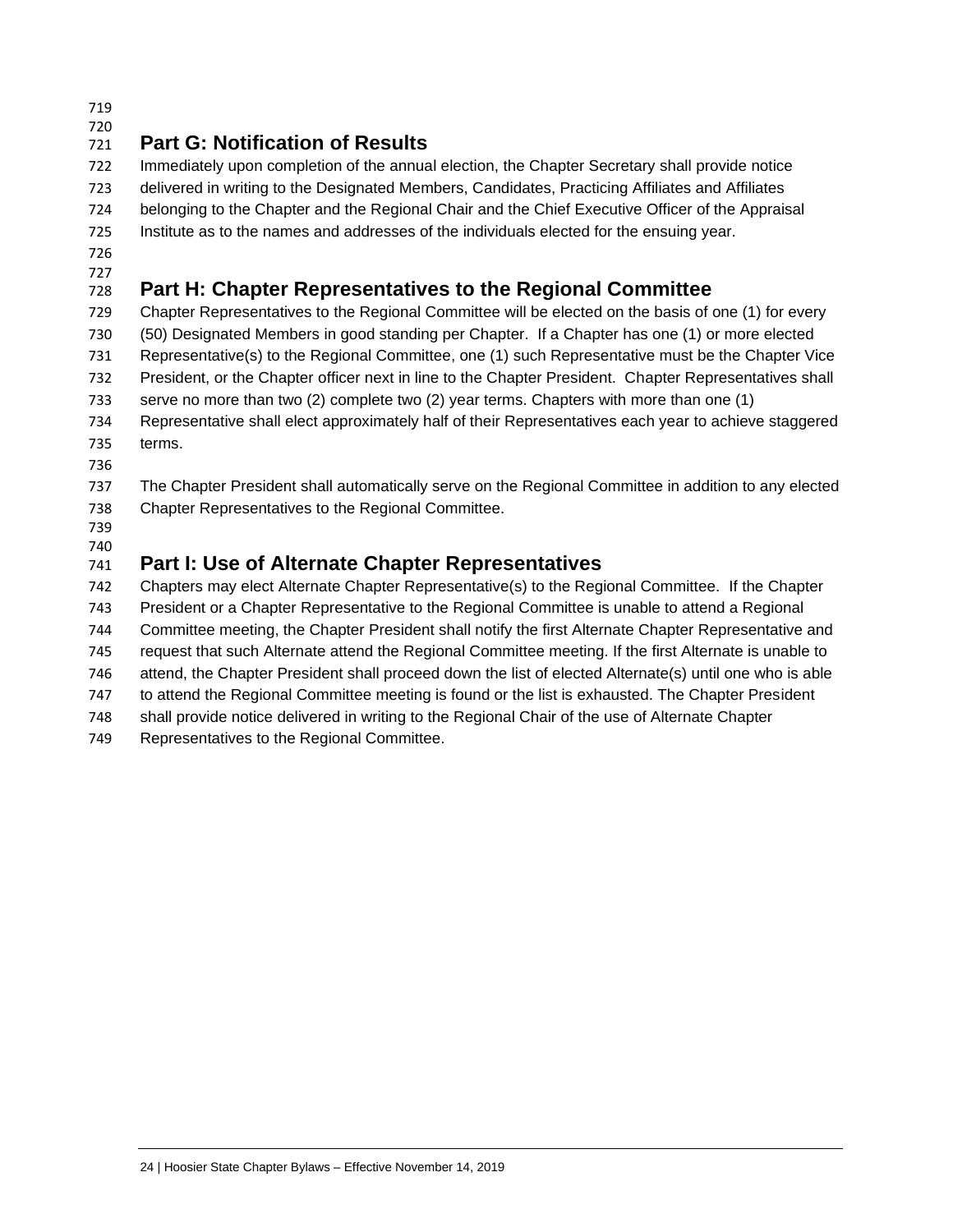## Part G: Notification of Results

Immediately upon completion of the annual election, the Chapter Secretary shall provide notice delivered in writing to the Designated Members, Candidates, Practicing Affiliates and Affiliates belonging to the Chapter and the Regional Chair and the Chief Executive Officer of the Appraisal Institute as to the names and addresses of the individuals elected for the ensuing year.

## Part H: Chapter Representatives to the Regional Committee

Chapter Representatives to the Regional Committee will be elected on the basis of one (1) for every (50) Designated Members in good standing per Chapter. If a Chapter has one (1) or more elected Representative(s) to the Regional Committee, one (1) such Representative must be the Chapter Vice President, or the Chapter officer next in line to the Chapter President. Chapter Representatives shall serve no more than two (2) complete two (2) year terms. Chapters with more than one (1) Representative shall elect approximately half of their Representatives each year to achieve staggered terms.

The Chapter President shall automatically serve on the Regional Committee in addition to any elected Chapter Representatives to the Regional Committee.

## Part I: Use of Alternate Chapter Representatives

Chapters may elect Alternate Chapter Representative(s) to the Regional Committee. If the Chapter President or a Chapter Representative to the Regional Committee is unable to attend a Regional Committee meeting, the Chapter President shall notify the first Alternate Chapter Representative and request that such Alternate attend the Regional Committee meeting. If the first Alternate is unable to attend, the Chapter President shall proceed down the list of elected Alternate(s) until one who is able to attend the Regional Committee meeting is found or the list is exhausted. The Chapter President shall provide notice delivered in writing to the Regional Chair of the use of Alternate Chapter Representatives to the Regional Committee.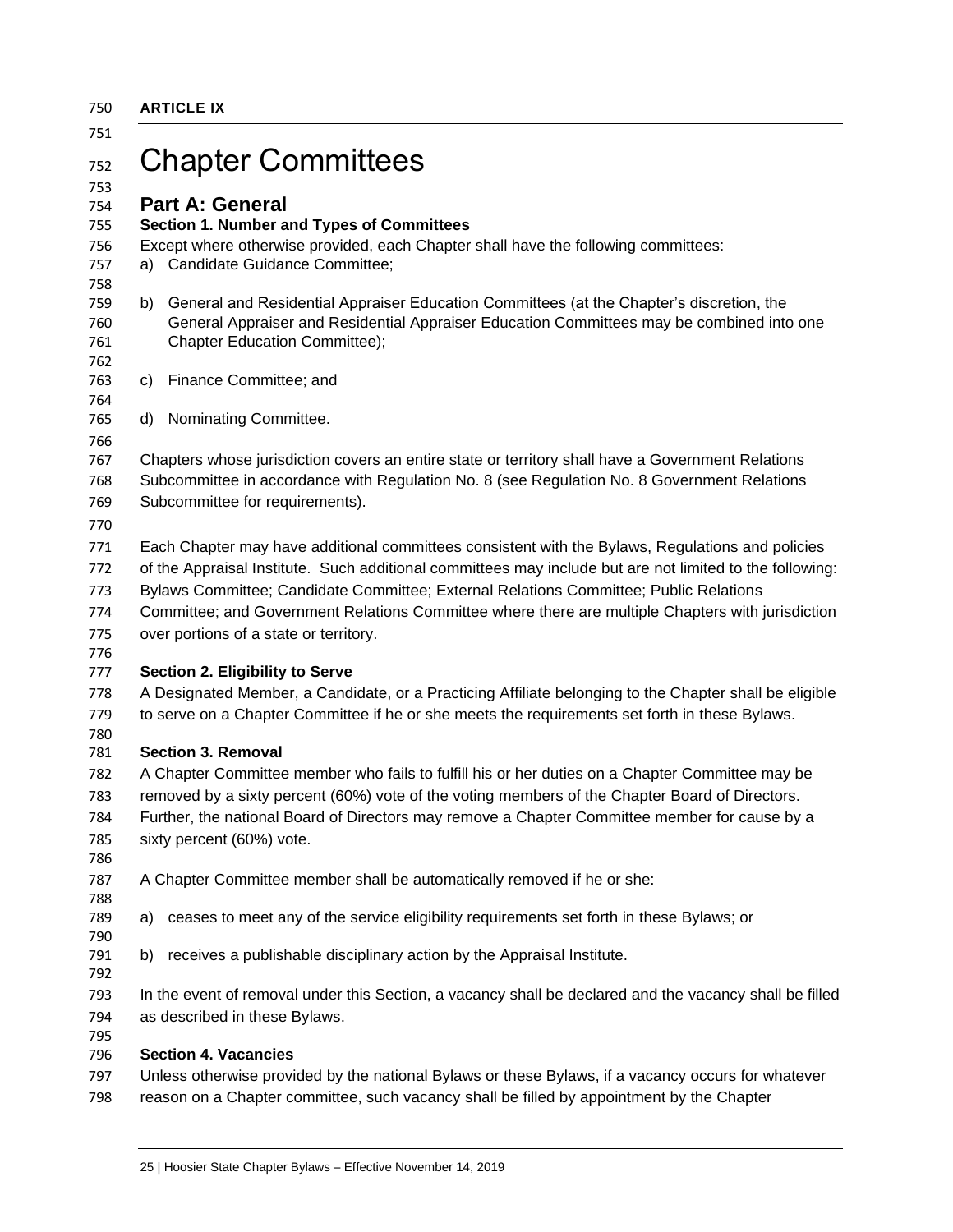**ARTICLE IX**

# Chapter Committees

## Part A: General

### Section 1. Number and Types of Committees

Except where otherwise provided, each Chapter shall have the following committees:

a) Candidate Guidance Committee;

b) General and Residential Appraiser Education Committees (at the Chapter's discretion, the General Appraiser and Residential Appraiser Education Committees may be combined into one Chapter Education Committee);

c) Finance Committee; and

d) Nominating Committee.

Chapters whose jurisdiction covers an entire state or territory shall have a Government Relations Subcommittee in accordance with Regulation No. 8 (see Regulation No. 8 Government Relations Subcommittee for requirements).

Each Chapter may have additional committees consistent with the Bylaws, Regulations and policies of the Appraisal Institute. Such additional committees may include but are not limited to the following: Bylaws Committee; Candidate Committee; External Relations Committee; Public Relations Committee; and Government Relations Committee where there are multiple Chapters with jurisdiction over portions of a state or territory.

### Section 2. Eligibility to Serve

A Designated Member, a Candidate, or a Practicing Affiliate belonging to the Chapter shall be eligible to serve on a Chapter Committee if he or she meets the requirements set forth in these Bylaws.

### Section 3. Removal

A Chapter Committee member who fails to fulfill his or her duties on a Chapter Committee may be removed by a sixty percent (60%) vote of the voting members of the Chapter Board of Directors. Further, the national Board of Directors may remove a Chapter Committee member for cause by a sixty percent (60%) vote.

A Chapter Committee member shall be automatically removed if he or she:

a) ceases to meet any of the service eligibility requirements set forth in these Bylaws; or

b) receives a publishable disciplinary action by the Appraisal Institute.

In the event of removal under this Section, a vacancy shall be declared and the vacancy shall be filled as described in these Bylaws.

### Section 4. Vacancies

Unless otherwise provided by the national Bylaws or these Bylaws, if a vacancy occurs for whatever reason on a Chapter committee, such vacancy shall be filled by appointment by the Chapter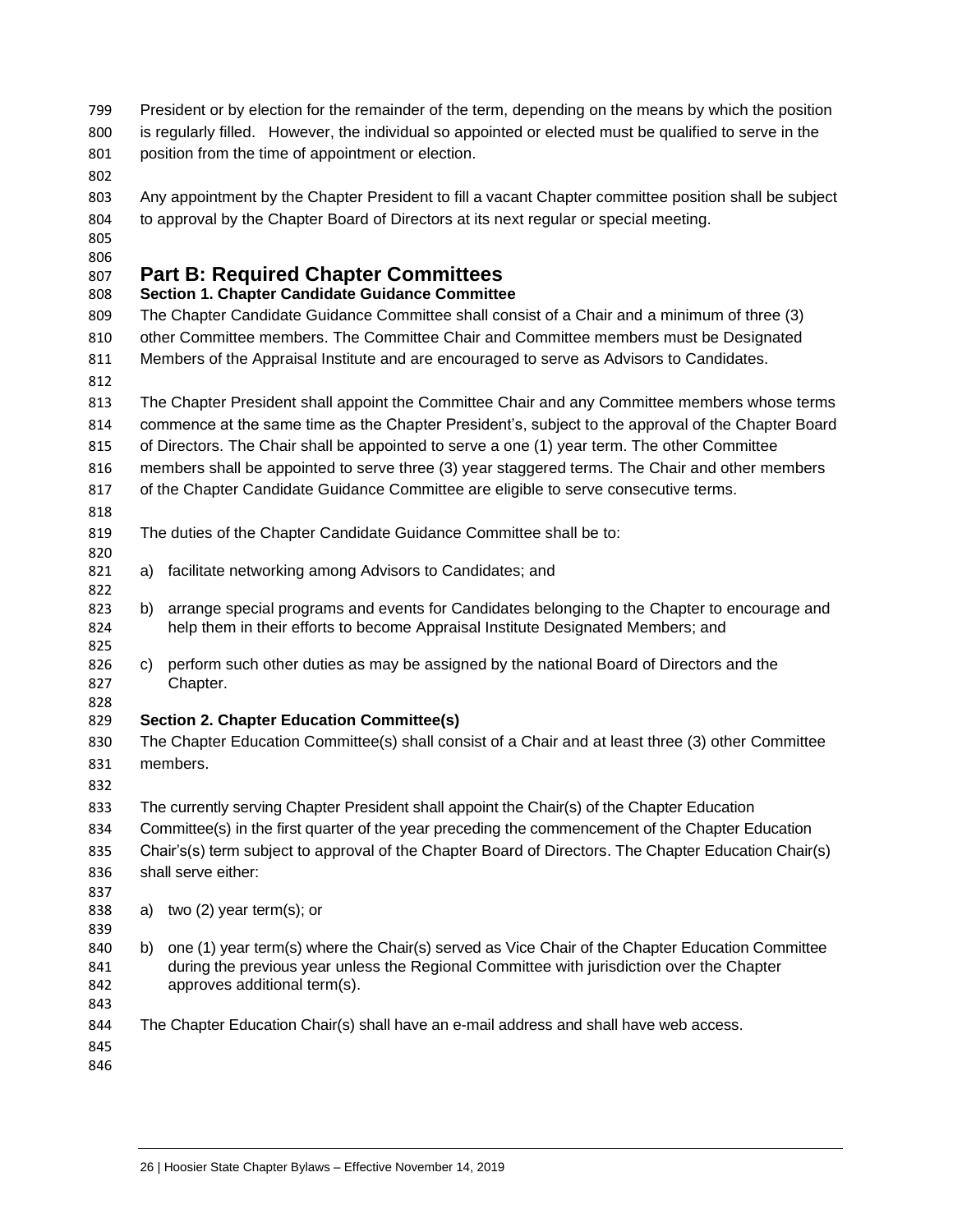President or by election for the remainder of the term, depending on the means by which the position is regularly filled. However, the individual so appointed or elected must be qualified to serve in the position from the time of appointment or election.

Any appointment by the Chapter President to fill a vacant Chapter committee position shall be subject to approval by the Chapter Board of Directors at its next regular or special meeting.

## Part B: Required Chapter Committees

### Section 1. Chapter Candidate Guidance Committee

The Chapter Candidate Guidance Committee shall consist of a Chair and a minimum of three (3) other Committee members. The Committee Chair and Committee members must be Designated Members of the Appraisal Institute and are encouraged to serve as Advisors to Candidates.

The Chapter President shall appoint the Committee Chair and any Committee members whose terms commence at the same time as the Chapter President's, subject to the approval of the Chapter Board of Directors. The Chair shall be appointed to serve a one (1) year term. The other Committee members shall be appointed to serve three (3) year staggered terms. The Chair and other members of the Chapter Candidate Guidance Committee are eligible to serve consecutive terms.

The duties of the Chapter Candidate Guidance Committee shall be to:

a) facilitate networking among Advisors to Candidates; and

b) arrange special programs and events for Candidates belonging to the Chapter to encourage and help them in their efforts to become Appraisal Institute Designated Members; and

c) perform such other duties as may be assigned by the national Board of Directors and the Chapter.

### Section 2. Chapter Education Committee(s)

The Chapter Education Committee(s) shall consist of a Chair and at least three (3) other Committee members.

The currently serving Chapter President shall appoint the Chair(s) of the Chapter Education Committee(s) in the first quarter of the year preceding the commencement of the Chapter Education Chair's(s) term subject to approval of the Chapter Board of Directors. The Chapter Education Chair(s) shall serve either:

a) two (2) year term(s); or

b) one (1) year term(s) where the Chair(s) served as Vice Chair of the Chapter Education Committee during the previous year unless the Regional Committee with jurisdiction over the Chapter approves additional term(s).

The Chapter Education Chair(s) shall have an e-mail address and shall have web access.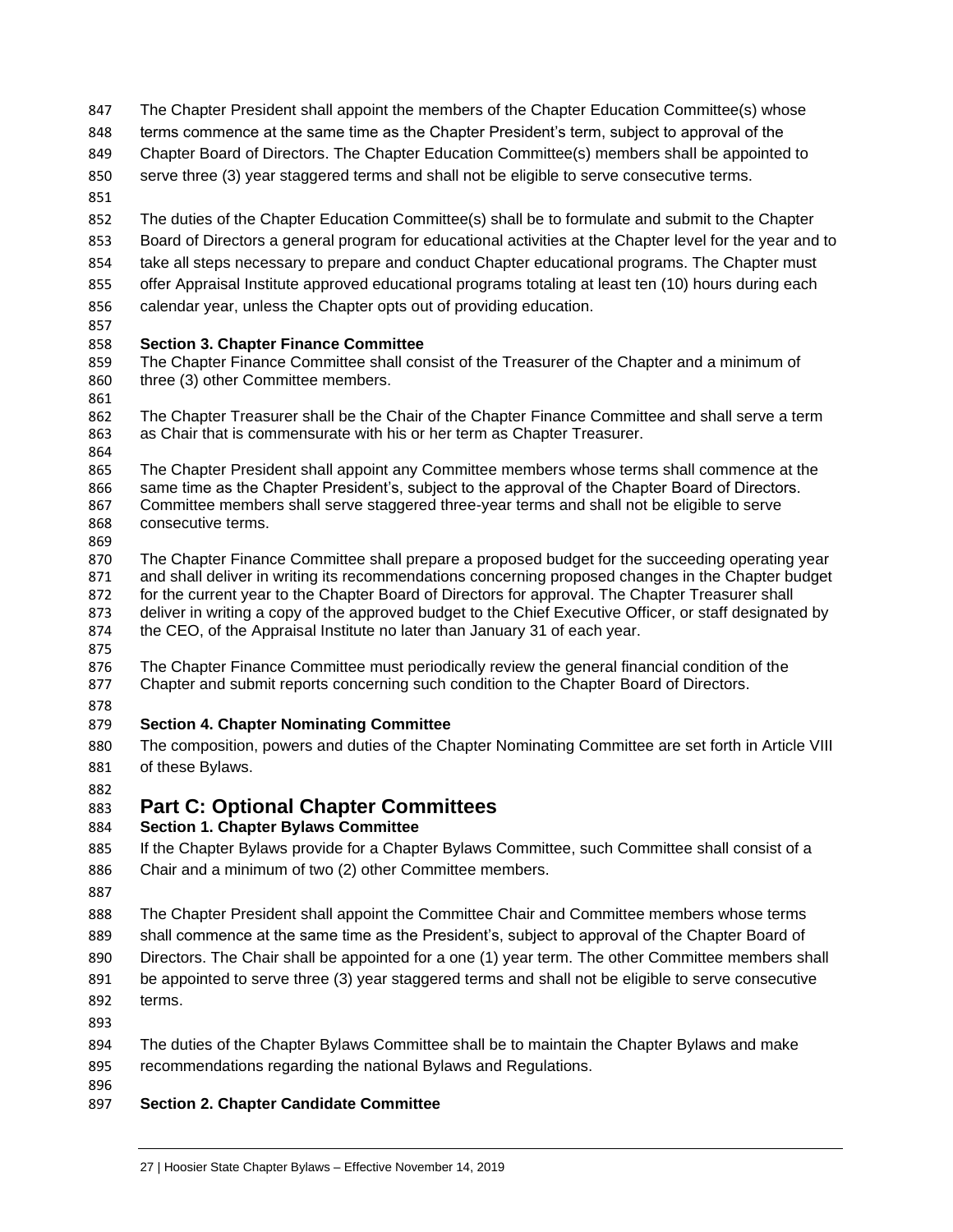The Chapter President shall appoint the members of the Chapter Education Committee(s) whose terms commence at the same time as the Chapter President's term, subject to approval of the Chapter Board of Directors. The Chapter Education Committee(s) members shall be appointed to serve three (3) year staggered terms and shall not be eligible to serve consecutive terms.

The duties of the Chapter Education Committee(s) shall be to formulate and submit to the Chapter Board of Directors a general program for educational activities at the Chapter level for the year and to take all steps necessary to prepare and conduct Chapter educational programs. The Chapter must offer Appraisal Institute approved educational programs totaling at least ten (10) hours during each calendar year, unless the Chapter opts out of providing education.

**Section 3. Chapter Finance Committee**

The Chapter Finance Committee shall consist of the Treasurer of the Chapter and a minimum of three (3) other Committee members.

The Chapter Treasurer shall be the Chair of the Chapter Finance Committee and shall serve a term as Chair that is commensurate with his or her term as Chapter Treasurer.

The Chapter President shall appoint any Committee members whose terms shall commence at the same time as the Chapter President's, subject to the approval of the Chapter Board of Directors. Committee members shall serve staggered three-year terms and shall not be eligible to serve consecutive terms.

The Chapter Finance Committee shall prepare a proposed budget for the succeeding operating year and shall deliver in writing its recommendations concerning proposed changes in the Chapter budget for the current year to the Chapter Board of Directors for approval. The Chapter Treasurer shall deliver in writing a copy of the approved budget to the Chief Executive Officer, or staff designated by the CEO, of the Appraisal Institute no later than January 31 of each year.

The Chapter Finance Committee must periodically review the general financial condition of the Chapter and submit reports concerning such condition to the Chapter Board of Directors.

**Section 4. Chapter Nominating Committee**

The composition, powers and duties of the Chapter Nominating Committee are set forth in Article VIII of these Bylaws.

## Part C: Optional Chapter Committees

**Section 1. Chapter Bylaws Committee**

If the Chapter Bylaws provide for a Chapter Bylaws Committee, such Committee shall consist of a Chair and a minimum of two (2) other Committee members.

The Chapter President shall appoint the Committee Chair and Committee members whose terms shall commence at the same time as the President's, subject to approval of the Chapter Board of Directors. The Chair shall be appointed for a one (1) year term. The other Committee members shall be appointed to serve three (3) year staggered terms and shall not be eligible to serve consecutive terms.

The duties of the Chapter Bylaws Committee shall be to maintain the Chapter Bylaws and make recommendations regarding the national Bylaws and Regulations.

**Section 2. Chapter Candidate Committee**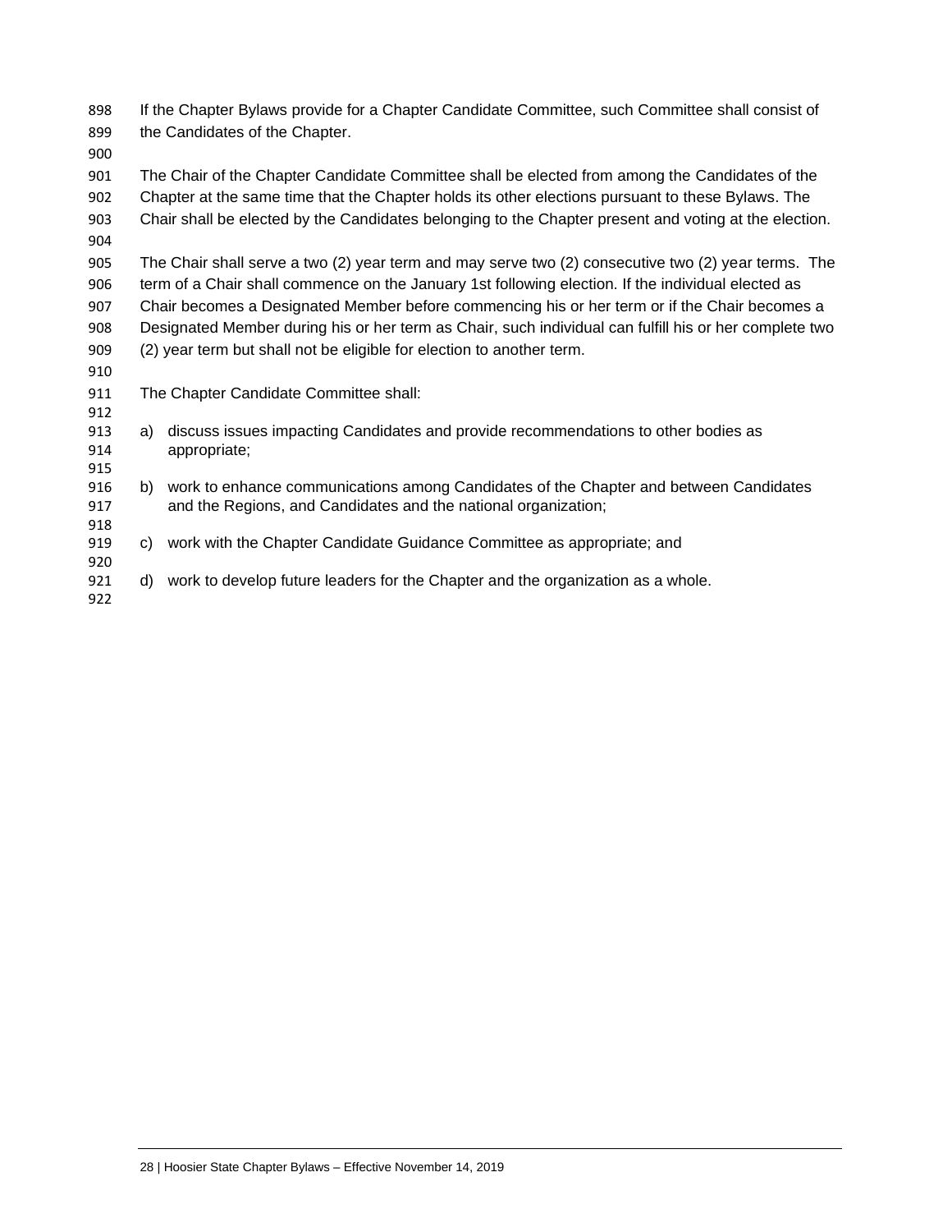If the Chapter Bylaws provide for a Chapter Candidate Committee, such Committee shall consist of the Candidates of the Chapter.

The Chair of the Chapter Candidate Committee shall be elected from among the Candidates of the Chapter at the same time that the Chapter holds its other elections pursuant to these Bylaws. The Chair shall be elected by the Candidates belonging to the Chapter present and voting at the election.

The Chair shall serve a two (2) year term and may serve two (2) consecutive two (2) year terms. The term of a Chair shall commence on the January 1st following election. If the individual elected as Chair becomes a Designated Member before commencing his or her term or if the Chair becomes a Designated Member during his or her term as Chair, such individual can fulfill his or her complete two (2) year term but shall not be eligible for election to another term.

The Chapter Candidate Committee shall:

a) discuss issues impacting Candidates and provide recommendations to other bodies as appropriate;

b) work to enhance communications among Candidates of the Chapter and between Candidates and the Regions, and Candidates and the national organization;

c) work with the Chapter Candidate Guidance Committee as appropriate; and

d) work to develop future leaders for the Chapter and the organization as a whole.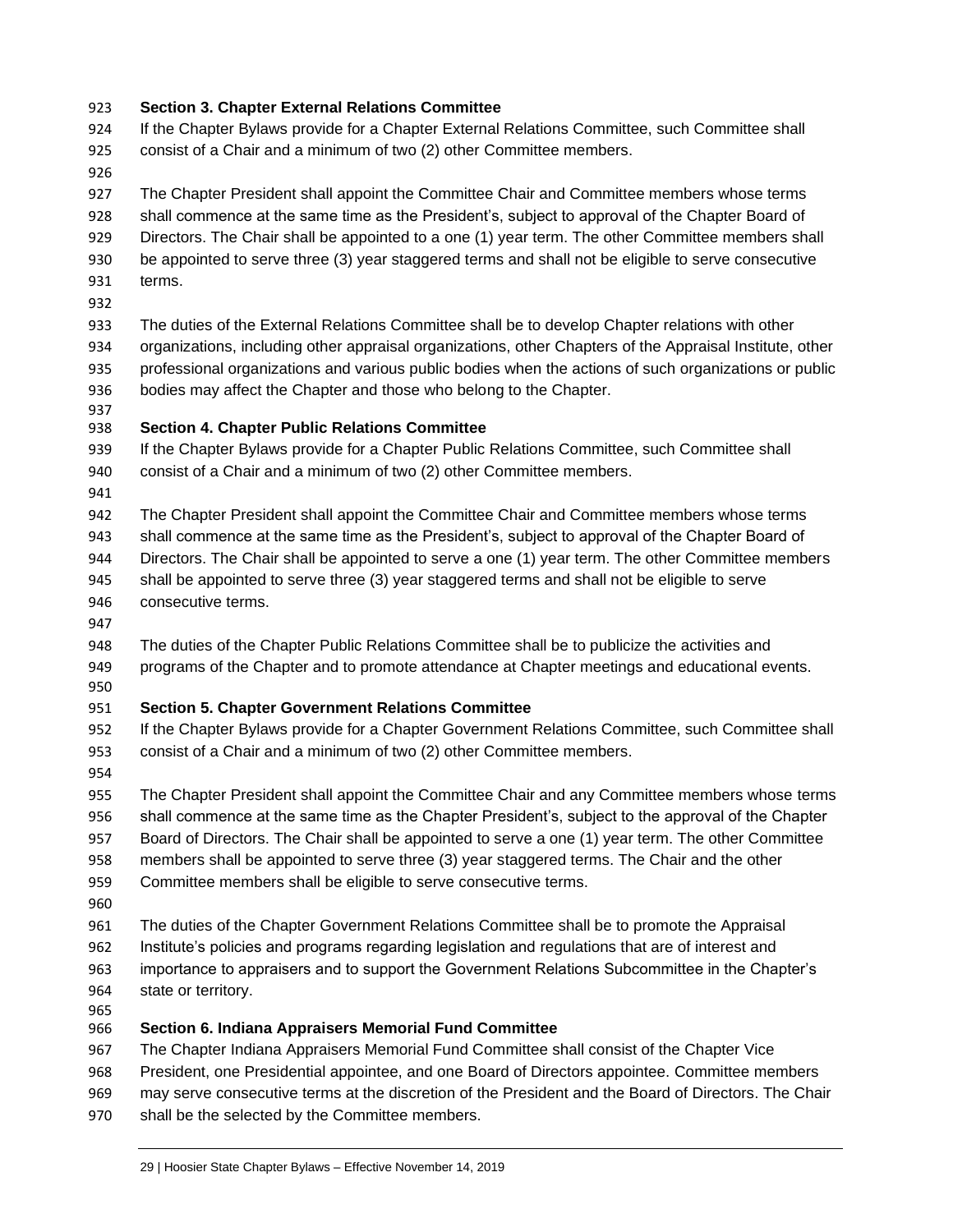**Section 3. Chapter External Relations Committee**

If the Chapter Bylaws provide for a Chapter External Relations Committee, such Committee shall consist of a Chair and a minimum of two (2) other Committee members.

The Chapter President shall appoint the Committee Chair and Committee members whose terms shall commence at the same time as the President's, subject to approval of the Chapter Board of Directors. The Chair shall be appointed to a one (1) year term. The other Committee members shall be appointed to serve three (3) year staggered terms and shall not be eligible to serve consecutive terms.

The duties of the External Relations Committee shall be to develop Chapter relations with other organizations, including other appraisal organizations, other Chapters of the Appraisal Institute, other professional organizations and various public bodies when the actions of such organizations or public bodies may affect the Chapter and those who belong to the Chapter.

**Section 4. Chapter Public Relations Committee**

If the Chapter Bylaws provide for a Chapter Public Relations Committee, such Committee shall consist of a Chair and a minimum of two (2) other Committee members.

The Chapter President shall appoint the Committee Chair and Committee members whose terms shall commence at the same time as the President's, subject to approval of the Chapter Board of Directors. The Chair shall be appointed to serve a one (1) year term. The other Committee members shall be appointed to serve three (3) year staggered terms and shall not be eligible to serve consecutive terms.

The duties of the Chapter Public Relations Committee shall be to publicize the activities and programs of the Chapter and to promote attendance at Chapter meetings and educational events.

**Section 5. Chapter Government Relations Committee**

If the Chapter Bylaws provide for a Chapter Government Relations Committee, such Committee shall consist of a Chair and a minimum of two (2) other Committee members.

The Chapter President shall appoint the Committee Chair and any Committee members whose terms shall commence at the same time as the Chapter President's, subject to the approval of the Chapter Board of Directors. The Chair shall be appointed to serve a one (1) year term. The other Committee members shall be appointed to serve three (3) year staggered terms. The Chair and the other Committee members shall be eligible to serve consecutive terms.

The duties of the Chapter Government Relations Committee shall be to promote the Appraisal Institute's policies and programs regarding legislation and regulations that are of interest and importance to appraisers and to support the Government Relations Subcommittee in the Chapter's state or territory.

**Section 6. Indiana Appraisers Memorial Fund Committee**

The Chapter Indiana Appraisers Memorial Fund Committee shall consist of the Chapter Vice President, one Presidential appointee, and one Board of Directors appointee. Committee members may serve consecutive terms at the discretion of the President and the Board of Directors. The Chair shall be the selected by the Committee members.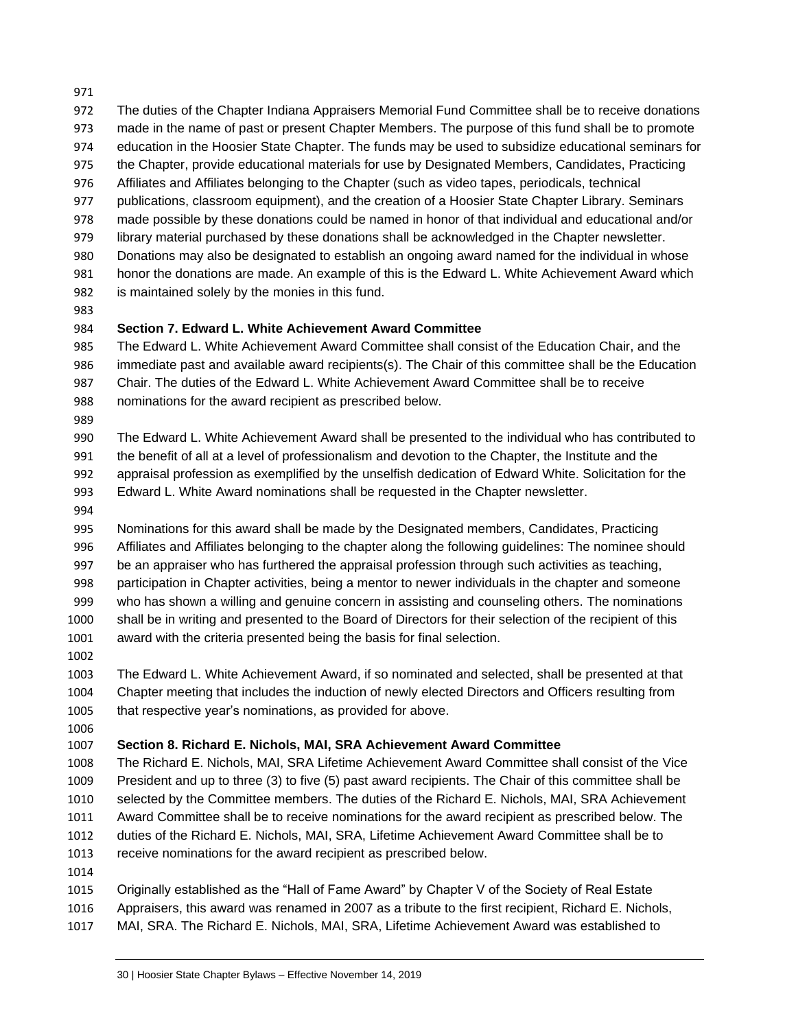The duties of the Chapter Indiana Appraisers Memorial Fund Committee shall be to receive donations made in the name of past or present Chapter Members. The purpose of this fund shall be to promote education in the Hoosier State Chapter. The funds may be used to subsidize educational seminars for the Chapter, provide educational materials for use by Designated Members, Candidates, Practicing Affiliates and Affiliates belonging to the Chapter (such as video tapes, periodicals, technical publications, classroom equipment), and the creation of a Hoosier State Chapter Library. Seminars made possible by these donations could be named in honor of that individual and educational and/or library material purchased by these donations shall be acknowledged in the Chapter newsletter. Donations may also be designated to establish an ongoing award named for the individual in whose honor the donations are made. An example of this is the Edward L. White Achievement Award which is maintained solely by the monies in this fund.

**Section 7. Edward L. White Achievement Award Committee**

The Edward L. White Achievement Award Committee shall consist of the Education Chair, and the immediate past and available award recipients(s). The Chair of this committee shall be the Education Chair. The duties of the Edward L. White Achievement Award Committee shall be to receive nominations for the award recipient as prescribed below.

The Edward L. White Achievement Award shall be presented to the individual who has contributed to the benefit of all at a level of professionalism and devotion to the Chapter, the Institute and the appraisal profession as exemplified by the unselfish dedication of Edward White. Solicitation for the Edward L. White Award nominations shall be requested in the Chapter newsletter.

Nominations for this award shall be made by the Designated members, Candidates, Practicing Affiliates and Affiliates belonging to the chapter along the following guidelines: The nominee should be an appraiser who has furthered the appraisal profession through such activities as teaching, participation in Chapter activities, being a mentor to newer individuals in the chapter and someone who has shown a willing and genuine concern in assisting and counseling others. The nominations shall be in writing and presented to the Board of Directors for their selection of the recipient of this award with the criteria presented being the basis for final selection.

The Edward L. White Achievement Award, if so nominated and selected, shall be presented at that Chapter meeting that includes the induction of newly elected Directors and Officers resulting from that respective year's nominations, as provided for above.

**Section 8. Richard E. Nichols, MAI, SRA Achievement Award Committee**

The Richard E. Nichols, MAI, SRA Lifetime Achievement Award Committee shall consist of the Vice President and up to three (3) to five (5) past award recipients. The Chair of this committee shall be selected by the Committee members. The duties of the Richard E. Nichols, MAI, SRA Achievement Award Committee shall be to receive nominations for the award recipient as prescribed below. The duties of the Richard E. Nichols, MAI, SRA, Lifetime Achievement Award Committee shall be to receive nominations for the award recipient as prescribed below.

Originally established as the "Hall of Fame Award" by Chapter V of the Society of Real Estate Appraisers, this award was renamed in 2007 as a tribute to the first recipient, Richard E. Nichols, MAI, SRA. The Richard E. Nichols, MAI, SRA, Lifetime Achievement Award was established to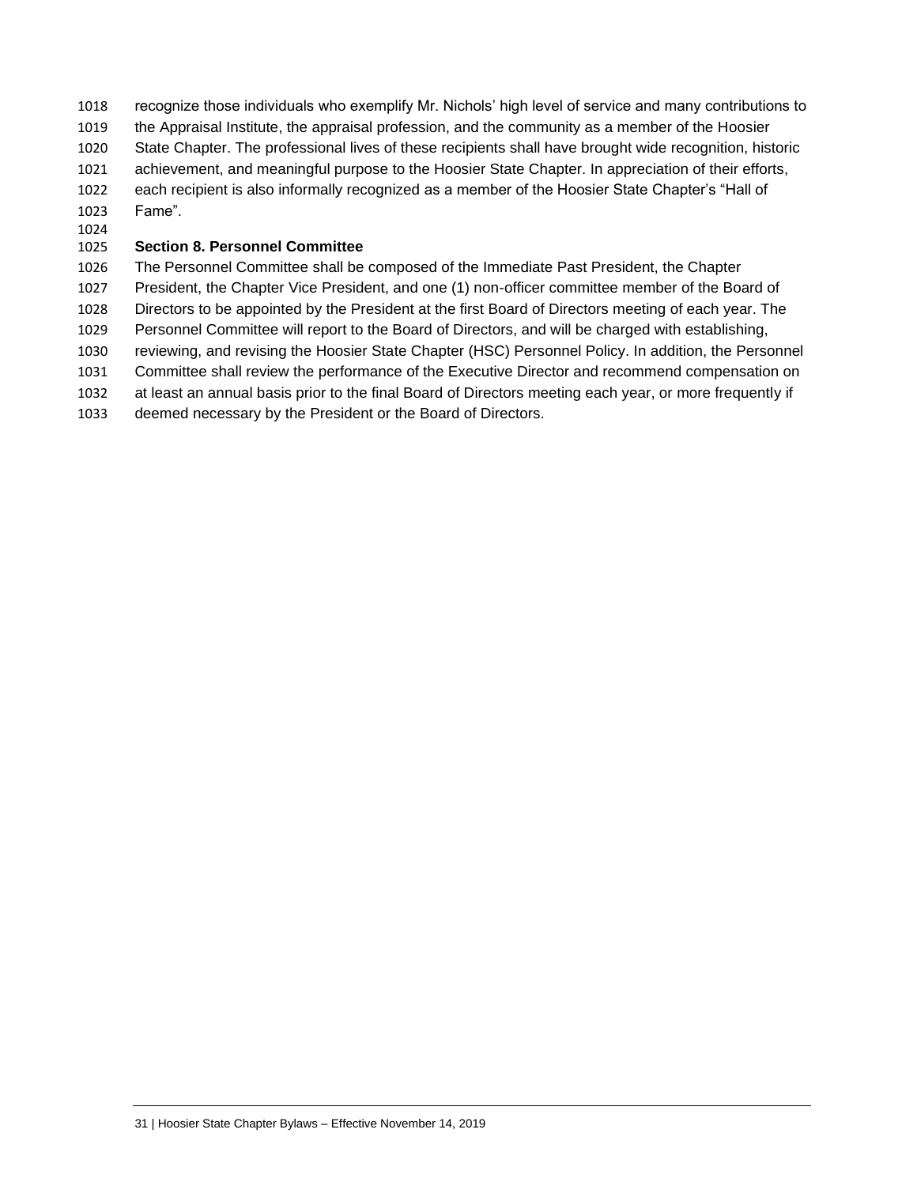recognize those individuals who exemplify Mr. Nichols' high level of service and many contributions to the Appraisal Institute, the appraisal profession, and the community as a member of the Hoosier State Chapter. The professional lives of these recipients shall have brought wide recognition, historic achievement, and meaningful purpose to the Hoosier State Chapter. In appreciation of their efforts, each recipient is also informally recognized as a member of the Hoosier State Chapter's "Hall of Fame".

**Section 8. Personnel Committee**

The Personnel Committee shall be composed of the Immediate Past President, the Chapter President, the Chapter Vice President, and one (1) non-officer committee member of the Board of Directors to be appointed by the President at the first Board of Directors meeting of each year. The Personnel Committee will report to the Board of Directors, and will be charged with establishing, reviewing, and revising the Hoosier State Chapter (HSC) Personnel Policy. In addition, the Personnel Committee shall review the performance of the Executive Director and recommend compensation on at least an annual basis prior to the final Board of Directors meeting each year, or more frequently if deemed necessary by the President or the Board of Directors.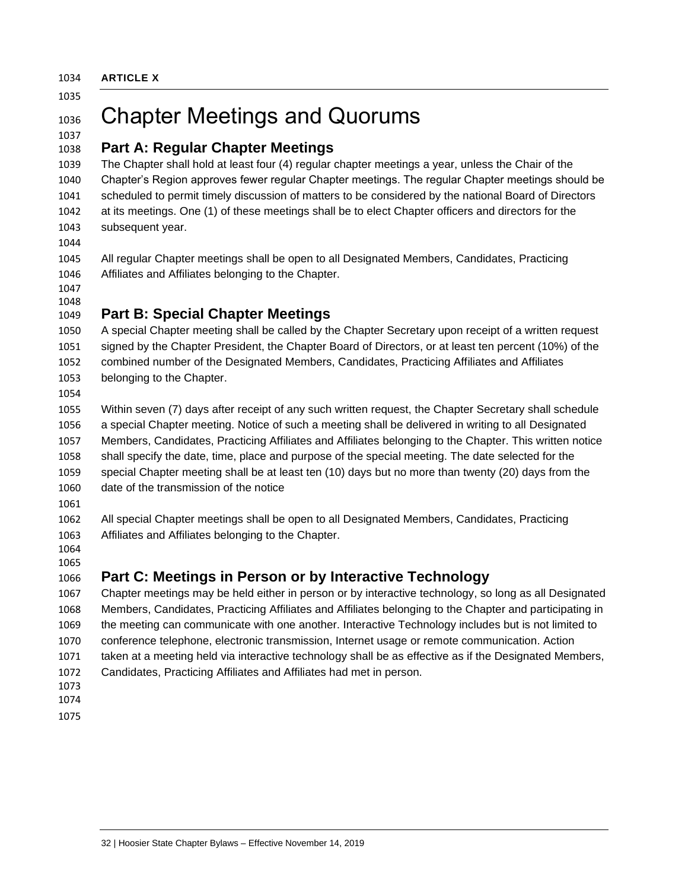**ARTICLE X**

# Chapter Meetings and Quorums

## Part A: Regular Chapter Meetings

The Chapter shall hold at least four (4) regular chapter meetings a year, unless the Chair of the Chapter's Region approves fewer regular Chapter meetings. The regular Chapter meetings should be scheduled to permit timely discussion of matters to be considered by the national Board of Directors at its meetings. One (1) of these meetings shall be to elect Chapter officers and directors for the subsequent year.

All regular Chapter meetings shall be open to all Designated Members, Candidates, Practicing Affiliates and Affiliates belonging to the Chapter.

## Part B: Special Chapter Meetings

A special Chapter meeting shall be called by the Chapter Secretary upon receipt of a written request signed by the Chapter President, the Chapter Board of Directors, or at least ten percent (10%) of the combined number of the Designated Members, Candidates, Practicing Affiliates and Affiliates belonging to the Chapter.

Within seven (7) days after receipt of any such written request, the Chapter Secretary shall schedule a special Chapter meeting. Notice of such a meeting shall be delivered in writing to all Designated Members, Candidates, Practicing Affiliates and Affiliates belonging to the Chapter. This written notice shall specify the date, time, place and purpose of the special meeting. The date selected for the special Chapter meeting shall be at least ten (10) days but no more than twenty (20) days from the date of the transmission of the notice

All special Chapter meetings shall be open to all Designated Members, Candidates, Practicing Affiliates and Affiliates belonging to the Chapter.

## Part C: Meetings in Person or by Interactive Technology

Chapter meetings may be held either in person or by interactive technology, so long as all Designated Members, Candidates, Practicing Affiliates and Affiliates belonging to the Chapter and participating in the meeting can communicate with one another. Interactive Technology includes but is not limited to conference telephone, electronic transmission, Internet usage or remote communication. Action taken at a meeting held via interactive technology shall be as effective as if the Designated Members, Candidates, Practicing Affiliates and Affiliates had met in person.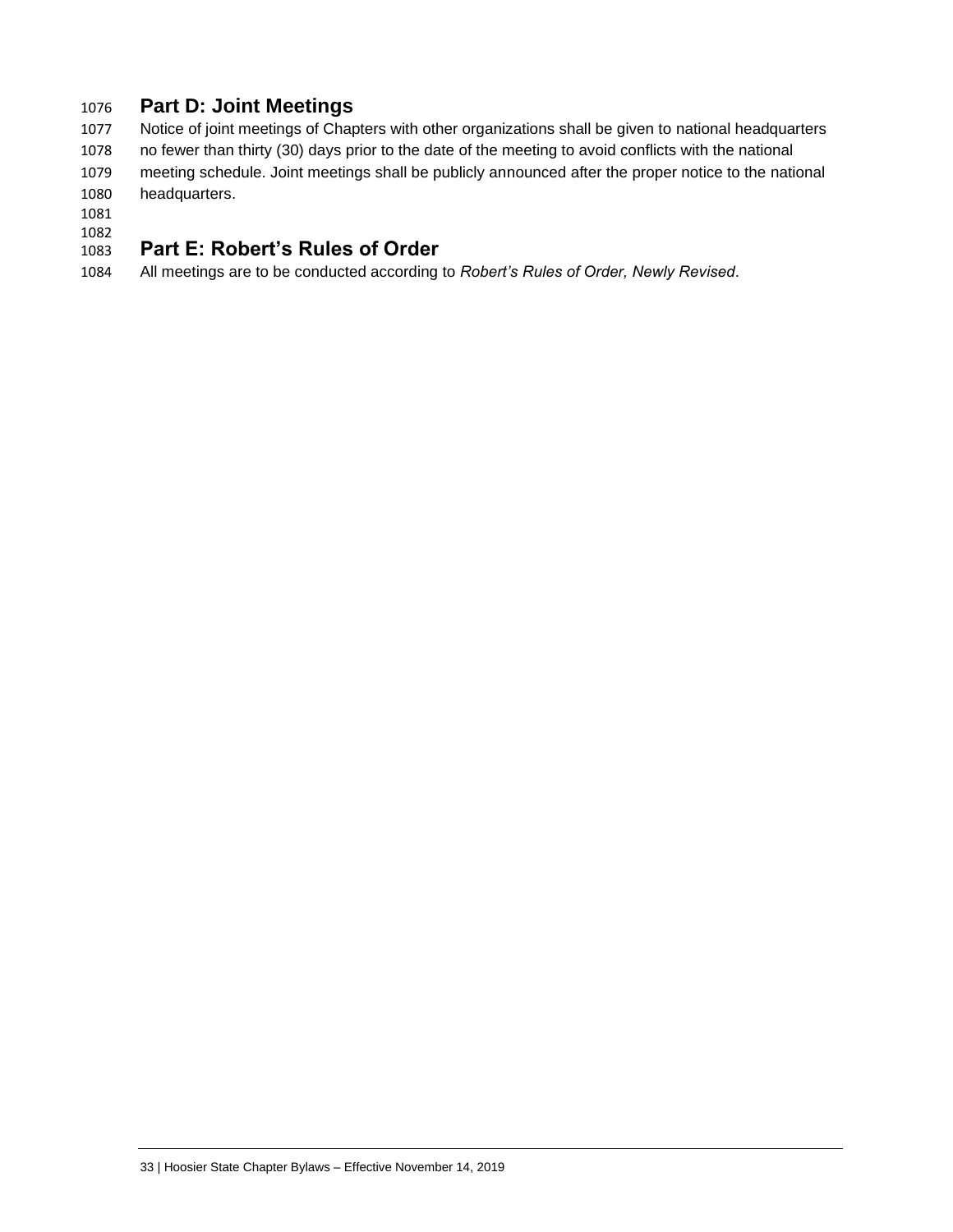## Part D: Joint Meetings

Notice of joint meetings of Chapters with other organizations shall be given to national headquarters no fewer than thirty (30) days prior to the date of the meeting to avoid conflicts with the national meeting schedule. Joint meetings shall be publicly announced after the proper notice to the national headquarters.

## Part E: Robert's Rules of Order

All meetings are to be conducted according to *Robert's Rules of Order, Newly Revised*.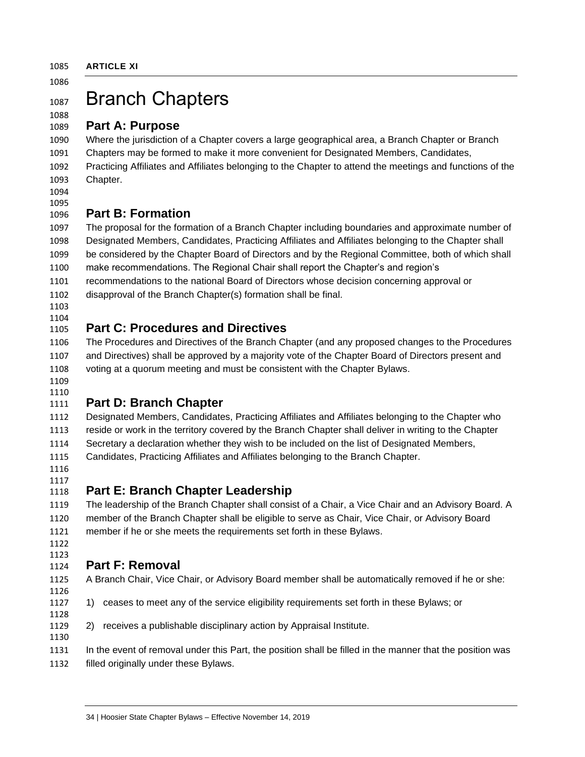**ARTICLE XI**

# Branch Chapters

## Part A: Purpose

Where the jurisdiction of a Chapter covers a large geographical area, a Branch Chapter or Branch Chapters may be formed to make it more convenient for Designated Members, Candidates, Practicing Affiliates and Affiliates belonging to the Chapter to attend the meetings and functions of the Chapter.

## Part B: Formation

The proposal for the formation of a Branch Chapter including boundaries and approximate number of Designated Members, Candidates, Practicing Affiliates and Affiliates belonging to the Chapter shall be considered by the Chapter Board of Directors and by the Regional Committee, both of which shall make recommendations. The Regional Chair shall report the Chapter's and region's recommendations to the national Board of Directors whose decision concerning approval or disapproval of the Branch Chapter(s) formation shall be final.

## Part C: Procedures and Directives

The Procedures and Directives of the Branch Chapter (and any proposed changes to the Procedures and Directives) shall be approved by a majority vote of the Chapter Board of Directors present and voting at a quorum meeting and must be consistent with the Chapter Bylaws.

## Part D: Branch Chapter

Designated Members, Candidates, Practicing Affiliates and Affiliates belonging to the Chapter who reside or work in the territory covered by the Branch Chapter shall deliver in writing to the Chapter Secretary a declaration whether they wish to be included on the list of Designated Members, Candidates, Practicing Affiliates and Affiliates belonging to the Branch Chapter.

## Part E: Branch Chapter Leadership

The leadership of the Branch Chapter shall consist of a Chair, a Vice Chair and an Advisory Board. A member of the Branch Chapter shall be eligible to serve as Chair, Vice Chair, or Advisory Board member if he or she meets the requirements set forth in these Bylaws.

## Part F: Removal

A Branch Chair, Vice Chair, or Advisory Board member shall be automatically removed if he or she:

1) ceases to meet any of the service eligibility requirements set forth in these Bylaws; or

2) receives a publishable disciplinary action by Appraisal Institute.

In the event of removal under this Part, the position shall be filled in the manner that the position was filled originally under these Bylaws.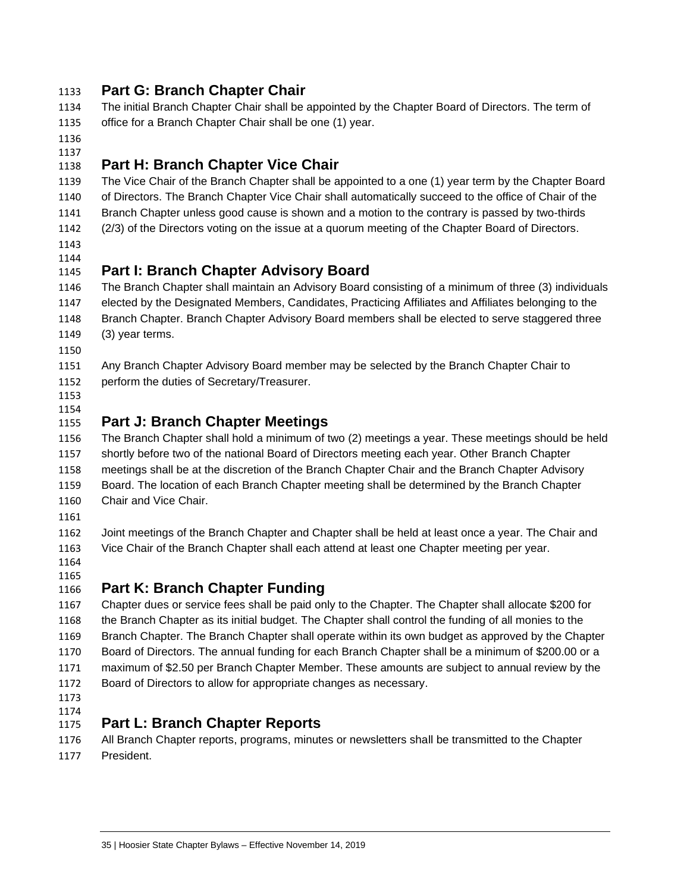## Part G: Branch Chapter Chair

The initial Branch Chapter Chair shall be appointed by the Chapter Board of Directors. The term of office for a Branch Chapter Chair shall be one (1) year.

## Part H: Branch Chapter Vice Chair

The Vice Chair of the Branch Chapter shall be appointed to a one (1) year term by the Chapter Board of Directors. The Branch Chapter Vice Chair shall automatically succeed to the office of Chair of the Branch Chapter unless good cause is shown and a motion to the contrary is passed by two-thirds (2/3) of the Directors voting on the issue at a quorum meeting of the Chapter Board of Directors.

## Part I: Branch Chapter Advisory Board

The Branch Chapter shall maintain an Advisory Board consisting of a minimum of three (3) individuals elected by the Designated Members, Candidates, Practicing Affiliates and Affiliates belonging to the Branch Chapter. Branch Chapter Advisory Board members shall be elected to serve staggered three (3) year terms.

Any Branch Chapter Advisory Board member may be selected by the Branch Chapter Chair to perform the duties of Secretary/Treasurer.

## Part J: Branch Chapter Meetings

The Branch Chapter shall hold a minimum of two (2) meetings a year. These meetings should be held shortly before two of the national Board of Directors meeting each year. Other Branch Chapter meetings shall be at the discretion of the Branch Chapter Chair and the Branch Chapter Advisory Board. The location of each Branch Chapter meeting shall be determined by the Branch Chapter Chair and Vice Chair.

Joint meetings of the Branch Chapter and Chapter shall be held at least once a year. The Chair and Vice Chair of the Branch Chapter shall each attend at least one Chapter meeting per year.

## Part K: Branch Chapter Funding

Chapter dues or service fees shall be paid only to the Chapter. The Chapter shall allocate $200 for the Branch Chapter as its initial budget. The Chapter shall control the funding of all monies to the Branch Chapter. The Branch Chapter shall operate within its own budget as approved by the Chapter Board of Directors. The annual funding for each Branch Chapter shall be a minimum of $200.00 or a maximum of $2.50 per Branch Chapter Member. These amounts are subject to annual review by the Board of Directors to allow for appropriate changes as necessary.

## Part L: Branch Chapter Reports

All Branch Chapter reports, programs, minutes or newsletters shall be transmitted to the Chapter President.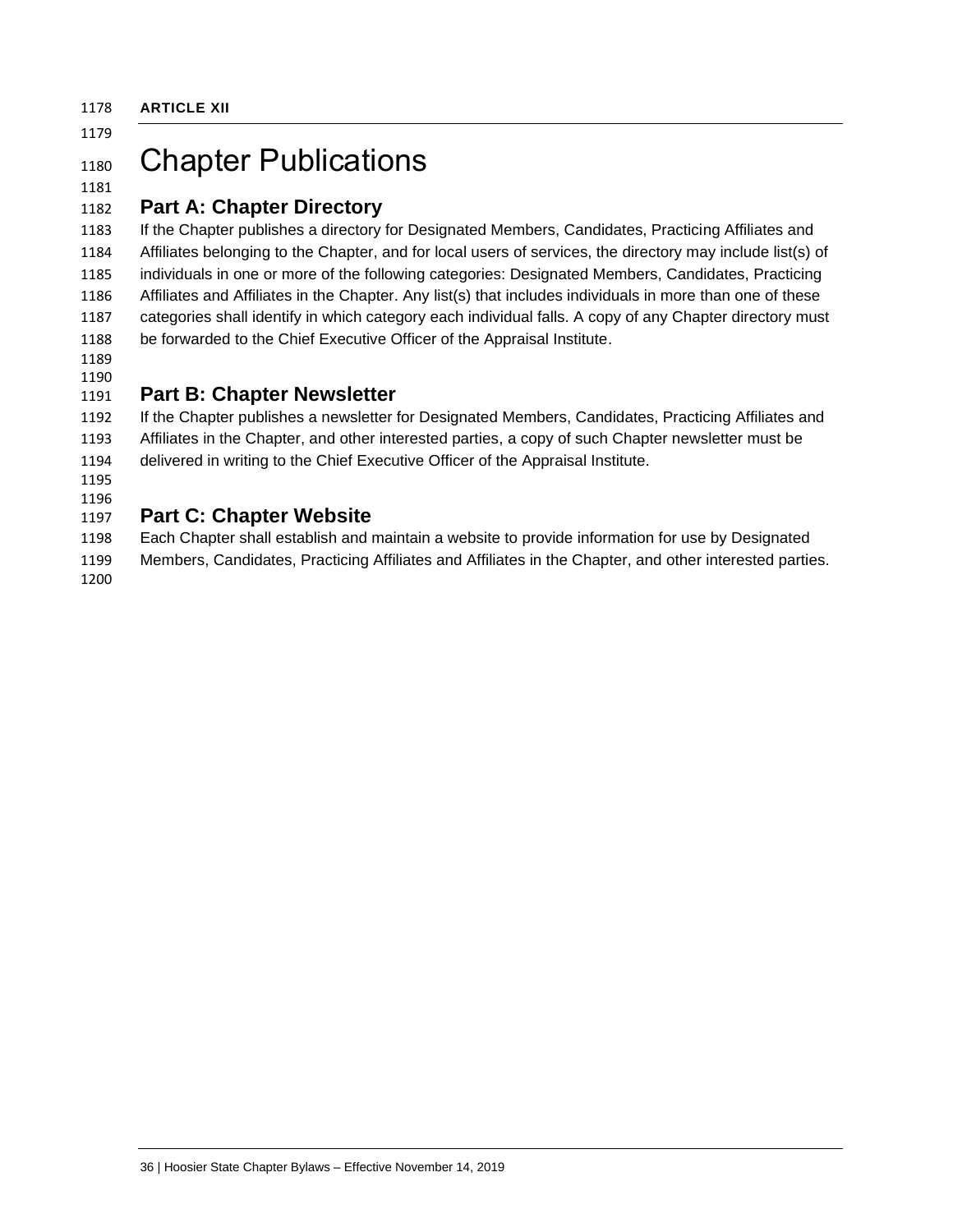**ARTICLE XII**

# Chapter Publications

## Part A: Chapter Directory

If the Chapter publishes a directory for Designated Members, Candidates, Practicing Affiliates and Affiliates belonging to the Chapter, and for local users of services, the directory may include list(s) of individuals in one or more of the following categories: Designated Members, Candidates, Practicing Affiliates and Affiliates in the Chapter. Any list(s) that includes individuals in more than one of these categories shall identify in which category each individual falls. A copy of any Chapter directory must be forwarded to the Chief Executive Officer of the Appraisal Institute.

## Part B: Chapter Newsletter

If the Chapter publishes a newsletter for Designated Members, Candidates, Practicing Affiliates and Affiliates in the Chapter, and other interested parties, a copy of such Chapter newsletter must be delivered in writing to the Chief Executive Officer of the Appraisal Institute.

## Part C: Chapter Website

Each Chapter shall establish and maintain a website to provide information for use by Designated Members, Candidates, Practicing Affiliates and Affiliates in the Chapter, and other interested parties.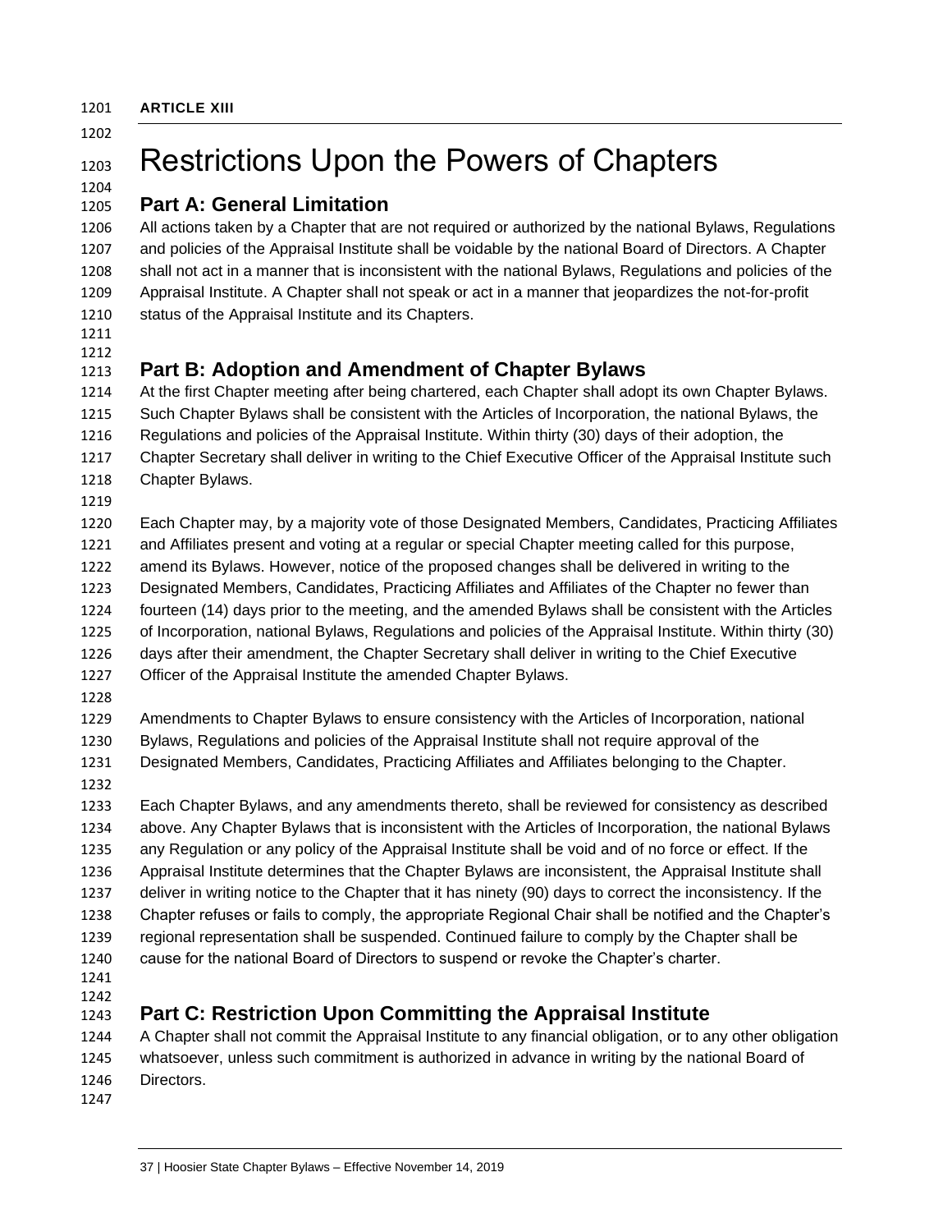**ARTICLE XIII**

# Restrictions Upon the Powers of Chapters

## Part A: General Limitation

All actions taken by a Chapter that are not required or authorized by the national Bylaws, Regulations and policies of the Appraisal Institute shall be voidable by the national Board of Directors. A Chapter shall not act in a manner that is inconsistent with the national Bylaws, Regulations and policies of the Appraisal Institute. A Chapter shall not speak or act in a manner that jeopardizes the not-for-profit status of the Appraisal Institute and its Chapters.

## Part B: Adoption and Amendment of Chapter Bylaws

At the first Chapter meeting after being chartered, each Chapter shall adopt its own Chapter Bylaws. Such Chapter Bylaws shall be consistent with the Articles of Incorporation, the national Bylaws, the Regulations and policies of the Appraisal Institute. Within thirty (30) days of their adoption, the Chapter Secretary shall deliver in writing to the Chief Executive Officer of the Appraisal Institute such Chapter Bylaws.

Each Chapter may, by a majority vote of those Designated Members, Candidates, Practicing Affiliates and Affiliates present and voting at a regular or special Chapter meeting called for this purpose, amend its Bylaws. However, notice of the proposed changes shall be delivered in writing to the Designated Members, Candidates, Practicing Affiliates and Affiliates of the Chapter no fewer than fourteen (14) days prior to the meeting, and the amended Bylaws shall be consistent with the Articles of Incorporation, national Bylaws, Regulations and policies of the Appraisal Institute. Within thirty (30) days after their amendment, the Chapter Secretary shall deliver in writing to the Chief Executive Officer of the Appraisal Institute the amended Chapter Bylaws.

Amendments to Chapter Bylaws to ensure consistency with the Articles of Incorporation, national Bylaws, Regulations and policies of the Appraisal Institute shall not require approval of the Designated Members, Candidates, Practicing Affiliates and Affiliates belonging to the Chapter.

Each Chapter Bylaws, and any amendments thereto, shall be reviewed for consistency as described above. Any Chapter Bylaws that is inconsistent with the Articles of Incorporation, the national Bylaws any Regulation or any policy of the Appraisal Institute shall be void and of no force or effect. If the Appraisal Institute determines that the Chapter Bylaws are inconsistent, the Appraisal Institute shall deliver in writing notice to the Chapter that it has ninety (90) days to correct the inconsistency. If the Chapter refuses or fails to comply, the appropriate Regional Chair shall be notified and the Chapter's regional representation shall be suspended. Continued failure to comply by the Chapter shall be cause for the national Board of Directors to suspend or revoke the Chapter's charter.

## Part C: Restriction Upon Committing the Appraisal Institute

A Chapter shall not commit the Appraisal Institute to any financial obligation, or to any other obligation whatsoever, unless such commitment is authorized in advance in writing by the national Board of Directors.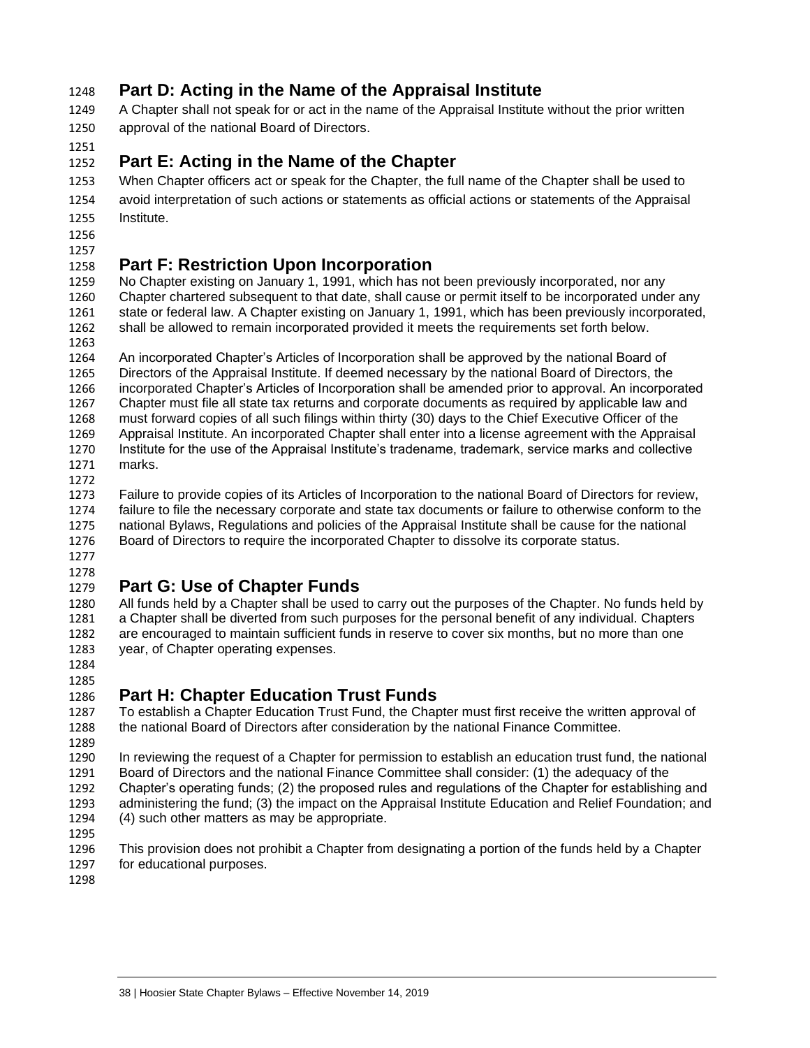## Part D: Acting in the Name of the Appraisal Institute

A Chapter shall not speak for or act in the name of the Appraisal Institute without the prior written approval of the national Board of Directors.

## Part E: Acting in the Name of the Chapter

When Chapter officers act or speak for the Chapter, the full name of the Chapter shall be used to avoid interpretation of such actions or statements as official actions or statements of the Appraisal Institute.

## Part F: Restriction Upon Incorporation

No Chapter existing on January 1, 1991, which has not been previously incorporated, nor any Chapter chartered subsequent to that date, shall cause or permit itself to be incorporated under any state or federal law. A Chapter existing on January 1, 1991, which has been previously incorporated, shall be allowed to remain incorporated provided it meets the requirements set forth below.

An incorporated Chapter's Articles of Incorporation shall be approved by the national Board of Directors of the Appraisal Institute. If deemed necessary by the national Board of Directors, the incorporated Chapter's Articles of Incorporation shall be amended prior to approval. An incorporated Chapter must file all state tax returns and corporate documents as required by applicable law and must forward copies of all such filings within thirty (30) days to the Chief Executive Officer of the Appraisal Institute. An incorporated Chapter shall enter into a license agreement with the Appraisal Institute for the use of the Appraisal Institute's tradename, trademark, service marks and collective marks.

Failure to provide copies of its Articles of Incorporation to the national Board of Directors for review, failure to file the necessary corporate and state tax documents or failure to otherwise conform to the national Bylaws, Regulations and policies of the Appraisal Institute shall be cause for the national Board of Directors to require the incorporated Chapter to dissolve its corporate status.

## Part G: Use of Chapter Funds

All funds held by a Chapter shall be used to carry out the purposes of the Chapter. No funds held by a Chapter shall be diverted from such purposes for the personal benefit of any individual. Chapters are encouraged to maintain sufficient funds in reserve to cover six months, but no more than one year, of Chapter operating expenses.

## Part H: Chapter Education Trust Funds

To establish a Chapter Education Trust Fund, the Chapter must first receive the written approval of the national Board of Directors after consideration by the national Finance Committee.

In reviewing the request of a Chapter for permission to establish an education trust fund, the national Board of Directors and the national Finance Committee shall consider: (1) the adequacy of the Chapter's operating funds; (2) the proposed rules and regulations of the Chapter for establishing and administering the fund; (3) the impact on the Appraisal Institute Education and Relief Foundation; and (4) such other matters as may be appropriate.

This provision does not prohibit a Chapter from designating a portion of the funds held by a Chapter for educational purposes.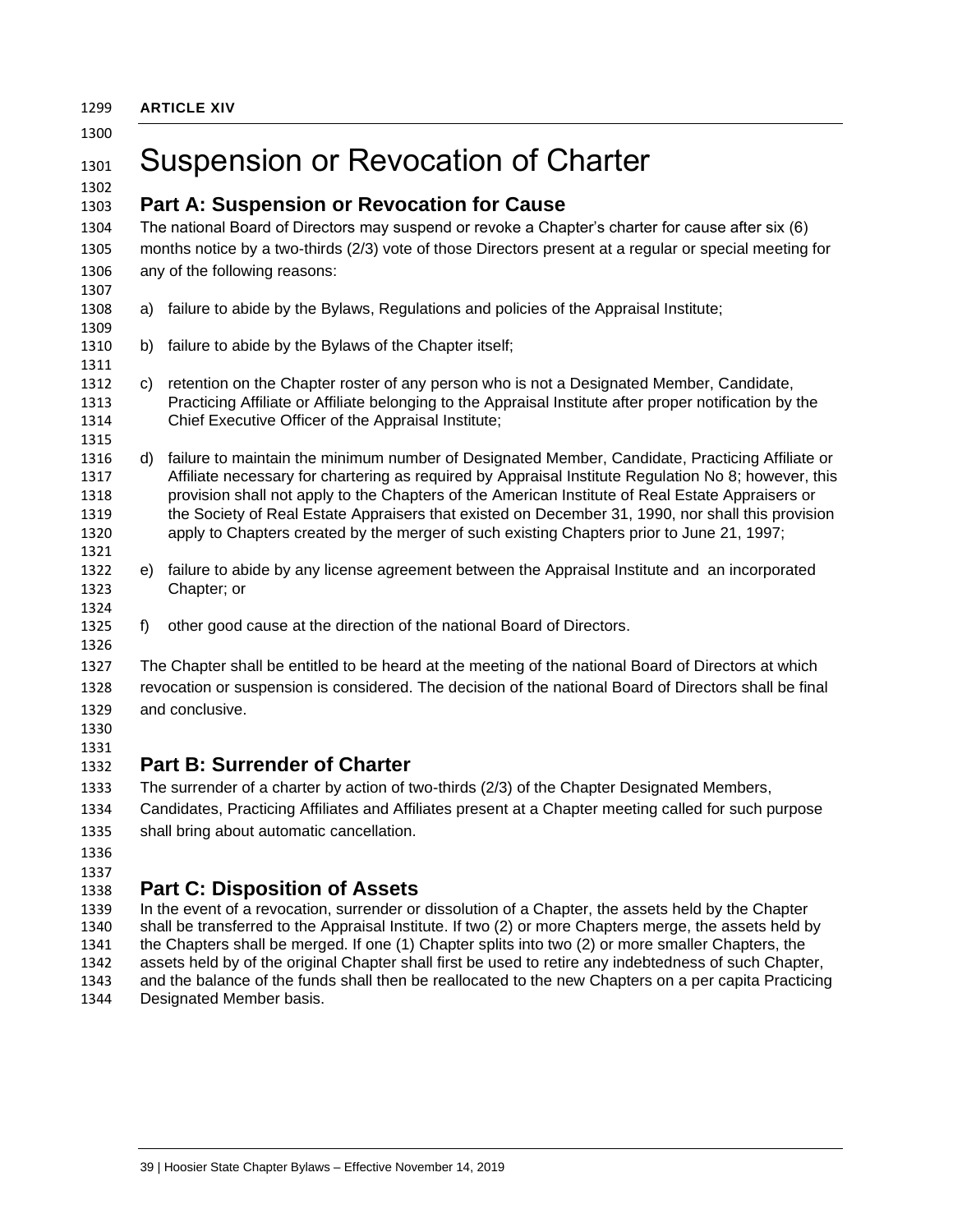**ARTICLE XIV**

# Suspension or Revocation of Charter

## Part A: Suspension or Revocation for Cause

The national Board of Directors may suspend or revoke a Chapter's charter for cause after six (6) months notice by a two-thirds (2/3) vote of those Directors present at a regular or special meeting for any of the following reasons:

a) failure to abide by the Bylaws, Regulations and policies of the Appraisal Institute;

b) failure to abide by the Bylaws of the Chapter itself;

c) retention on the Chapter roster of any person who is not a Designated Member, Candidate, Practicing Affiliate or Affiliate belonging to the Appraisal Institute after proper notification by the Chief Executive Officer of the Appraisal Institute;

d) failure to maintain the minimum number of Designated Member, Candidate, Practicing Affiliate or Affiliate necessary for chartering as required by Appraisal Institute Regulation No 8; however, this provision shall not apply to the Chapters of the American Institute of Real Estate Appraisers or the Society of Real Estate Appraisers that existed on December 31, 1990, nor shall this provision apply to Chapters created by the merger of such existing Chapters prior to June 21, 1997;

e) failure to abide by any license agreement between the Appraisal Institute and an incorporated Chapter; or

f) other good cause at the direction of the national Board of Directors.

The Chapter shall be entitled to be heard at the meeting of the national Board of Directors at which revocation or suspension is considered. The decision of the national Board of Directors shall be final and conclusive.

## Part B: Surrender of Charter

The surrender of a charter by action of two-thirds (2/3) of the Chapter Designated Members, Candidates, Practicing Affiliates and Affiliates present at a Chapter meeting called for such purpose shall bring about automatic cancellation.

## Part C: Disposition of Assets

In the event of a revocation, surrender or dissolution of a Chapter, the assets held by the Chapter shall be transferred to the Appraisal Institute. If two (2) or more Chapters merge, the assets held by the Chapters shall be merged. If one (1) Chapter splits into two (2) or more smaller Chapters, the assets held by of the original Chapter shall first be used to retire any indebtedness of such Chapter, and the balance of the funds shall then be reallocated to the new Chapters on a per capita Practicing Designated Member basis.